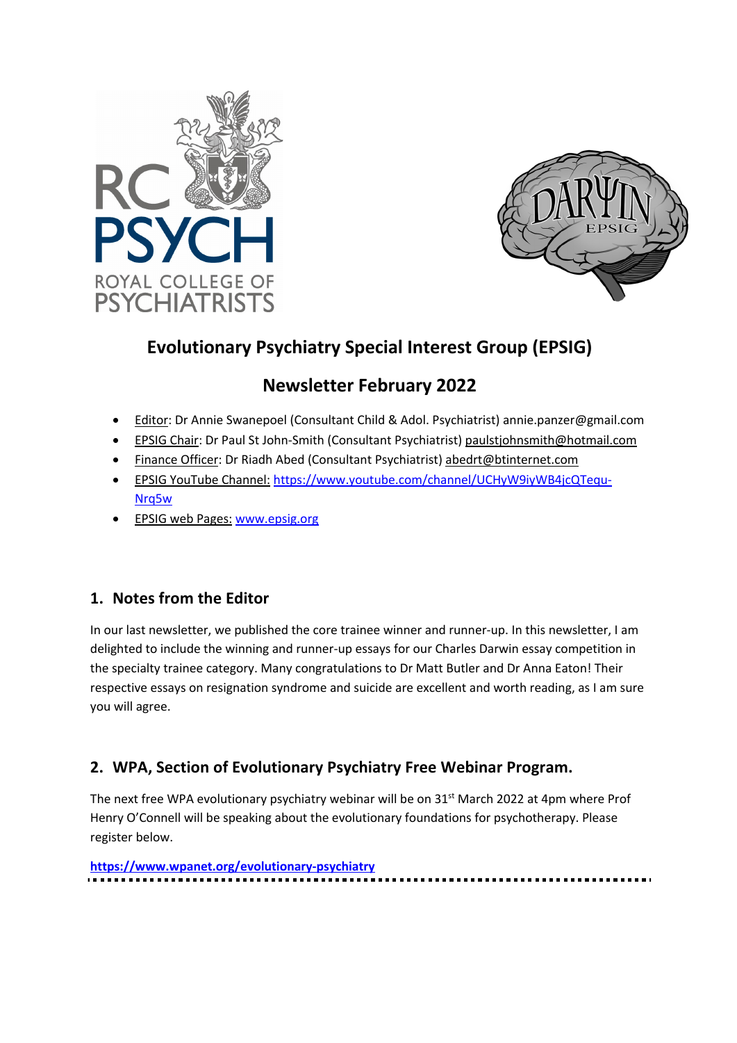# Evolutionary Psychiatry Special Interest Group (EPSIG)

## Newsletter February 2022

- Editor: Dr Annie Swanepoel (Consultant Child & Adol. Psychiatrist) annie.panzer@gmail.com
- EPSIG Chair: Dr Paul St John-Smith (Consultant Psychiatrist) paulstjohnsmith@hotmail.com
- Finance Officer: Dr Riadh Abed (Consultant Psychiatrist) abedrt@btinternet.com
- EPSIG YouTube Channel: https://www.youtube.com/channel/UCHyW9iyWB4jcQTequ-Nrq5w
- EPSIG web Pages: www.epsig.org

## 1. Notes from the Editor

In our last newsletter, we published the core trainee winner and runner-up. In this newsletter, I am delighted to include the winning and runner-up essays for our Charles Darwin essay competition in the specialty trainee category. Many congratulations to Dr Matt Butler and Dr Anna Eaton! Their respective essays on resignation syndrome and suicide are excellent and worth reading, as I am sure you will agree.

## 2. WPA, Section of Evolutionary Psychiatry Free Webinar Program.

The next free WPA evolutionary psychiatry webinar will be on 31st March 2022 at 4pm where Prof Henry O'Connell will be speaking about the evolutionary foundations for psychotherapy. Please register below.

**https://www.wpanet.org/evolutionary-psychiatry**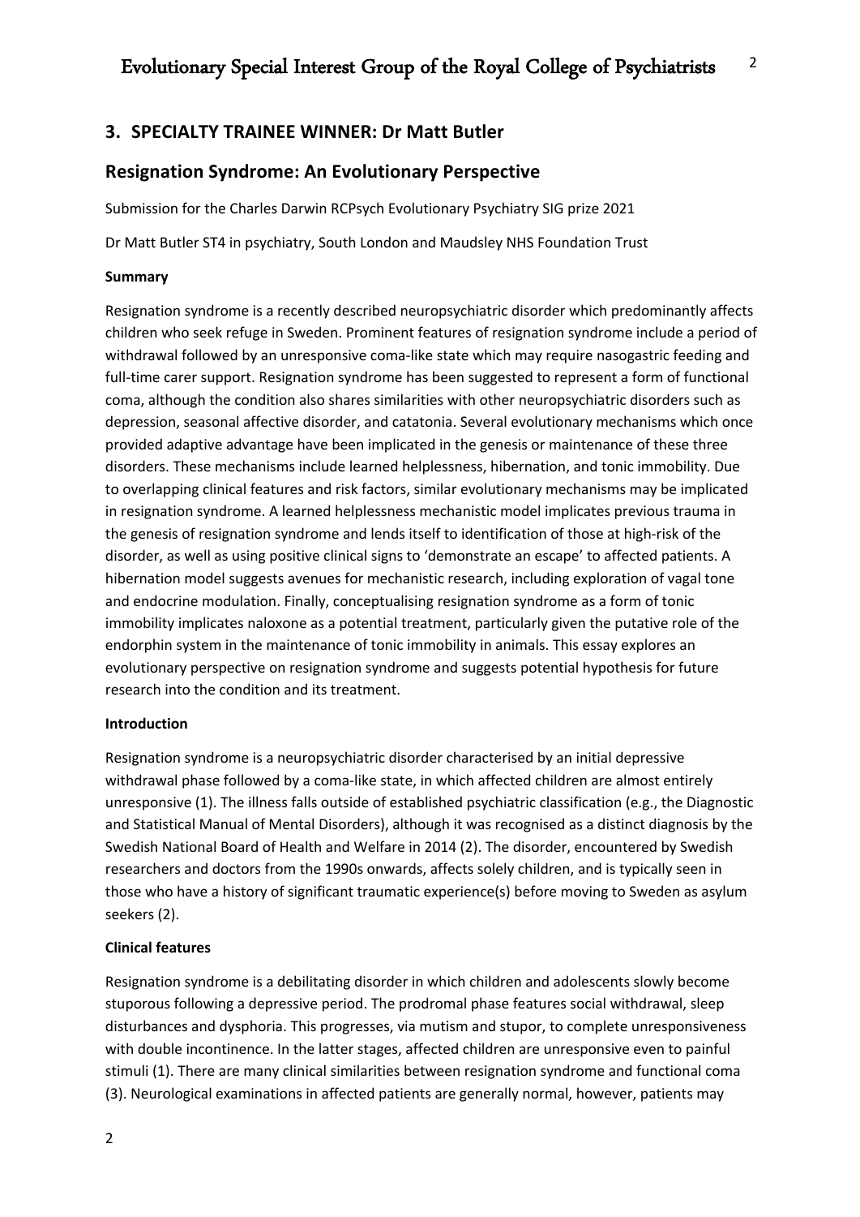## 3. SPECIALTY TRAINEE WINNER: Dr Matt Butler

## Resignation Syndrome: An Evolutionary Perspective

Submission for the Charles Darwin RCPsych Evolutionary Psychiatry SIG prize 2021

Dr Matt Butler ST4 in psychiatry, South London and Maudsley NHS Foundation Trust

**Summary**

Resignation syndrome is a recently described neuropsychiatric disorder which predominantly affects children who seek refuge in Sweden. Prominent features of resignation syndrome include a period of withdrawal followed by an unresponsive coma-like state which may require nasogastric feeding and full-time carer support. Resignation syndrome has been suggested to represent a form of functional coma, although the condition also shares similarities with other neuropsychiatric disorders such as depression, seasonal affective disorder, and catatonia. Several evolutionary mechanisms which once provided adaptive advantage have been implicated in the genesis or maintenance of these three disorders. These mechanisms include learned helplessness, hibernation, and tonic immobility. Due to overlapping clinical features and risk factors, similar evolutionary mechanisms may be implicated in resignation syndrome. A learned helplessness mechanistic model implicates previous trauma in the genesis of resignation syndrome and lends itself to identification of those at high-risk of the disorder, as well as using positive clinical signs to 'demonstrate an escape' to affected patients. A hibernation model suggests avenues for mechanistic research, including exploration of vagal tone and endocrine modulation. Finally, conceptualising resignation syndrome as a form of tonic immobility implicates naloxone as a potential treatment, particularly given the putative role of the endorphin system in the maintenance of tonic immobility in animals. This essay explores an evolutionary perspective on resignation syndrome and suggests potential hypothesis for future research into the condition and its treatment.

**Introduction**

Resignation syndrome is a neuropsychiatric disorder characterised by an initial depressive withdrawal phase followed by a coma-like state, in which affected children are almost entirely unresponsive (1). The illness falls outside of established psychiatric classification (e.g., the Diagnostic and Statistical Manual of Mental Disorders), although it was recognised as a distinct diagnosis by the Swedish National Board of Health and Welfare in 2014 (2). The disorder, encountered by Swedish researchers and doctors from the 1990s onwards, affects solely children, and is typically seen in those who have a history of significant traumatic experience(s) before moving to Sweden as asylum seekers (2).

**Clinical features**

Resignation syndrome is a debilitating disorder in which children and adolescents slowly become stuporous following a depressive period. The prodromal phase features social withdrawal, sleep disturbances and dysphoria. This progresses, via mutism and stupor, to complete unresponsiveness with double incontinence. In the latter stages, affected children are unresponsive even to painful stimuli (1). There are many clinical similarities between resignation syndrome and functional coma (3). Neurological examinations in affected patients are generally normal, however, patients may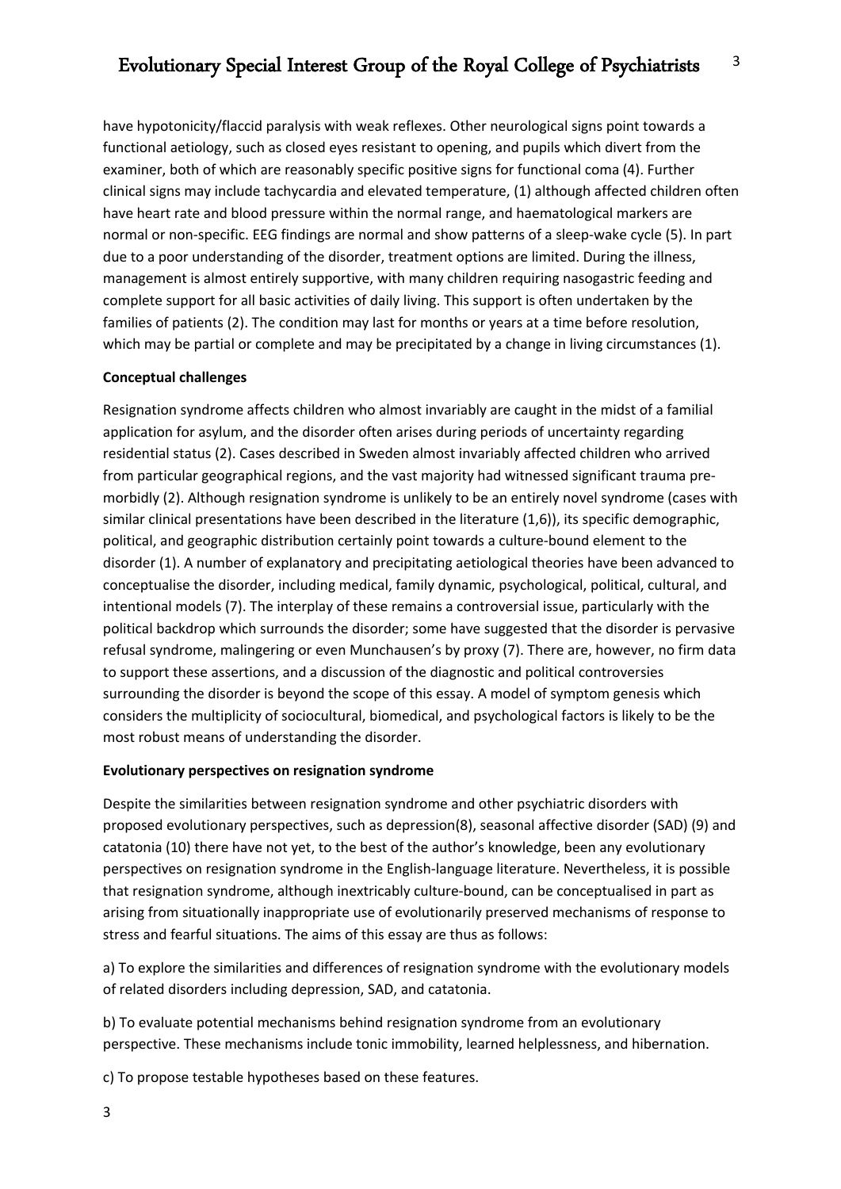have hypotonicity/flaccid paralysis with weak reflexes. Other neurological signs point towards a functional aetiology, such as closed eyes resistant to opening, and pupils which divert from the examiner, both of which are reasonably specific positive signs for functional coma (4). Further clinical signs may include tachycardia and elevated temperature, (1) although affected children often have heart rate and blood pressure within the normal range, and haematological markers are normal or non-specific. EEG findings are normal and show patterns of a sleep-wake cycle (5). In part due to a poor understanding of the disorder, treatment options are limited. During the illness, management is almost entirely supportive, with many children requiring nasogastric feeding and complete support for all basic activities of daily living. This support is often undertaken by the families of patients (2). The condition may last for months or years at a time before resolution, which may be partial or complete and may be precipitated by a change in living circumstances (1).

**Conceptual challenges**

Resignation syndrome affects children who almost invariably are caught in the midst of a familial application for asylum, and the disorder often arises during periods of uncertainty regarding residential status (2). Cases described in Sweden almost invariably affected children who arrived from particular geographical regions, and the vast majority had witnessed significant trauma pre-morbidly (2). Although resignation syndrome is unlikely to be an entirely novel syndrome (cases with similar clinical presentations have been described in the literature (1,6)), its specific demographic, political, and geographic distribution certainly point towards a culture-bound element to the disorder (1). A number of explanatory and precipitating aetiological theories have been advanced to conceptualise the disorder, including medical, family dynamic, psychological, political, cultural, and intentional models (7). The interplay of these remains a controversial issue, particularly with the political backdrop which surrounds the disorder; some have suggested that the disorder is pervasive refusal syndrome, malingering or even Munchausen's by proxy (7). There are, however, no firm data to support these assertions, and a discussion of the diagnostic and political controversies surrounding the disorder is beyond the scope of this essay. A model of symptom genesis which considers the multiplicity of sociocultural, biomedical, and psychological factors is likely to be the most robust means of understanding the disorder.

**Evolutionary perspectives on resignation syndrome**

Despite the similarities between resignation syndrome and other psychiatric disorders with proposed evolutionary perspectives, such as depression(8), seasonal affective disorder (SAD) (9) and catatonia (10) there have not yet, to the best of the author's knowledge, been any evolutionary perspectives on resignation syndrome in the English-language literature. Nevertheless, it is possible that resignation syndrome, although inextricably culture-bound, can be conceptualised in part as arising from situationally inappropriate use of evolutionarily preserved mechanisms of response to stress and fearful situations. The aims of this essay are thus as follows:

a) To explore the similarities and differences of resignation syndrome with the evolutionary models of related disorders including depression, SAD, and catatonia.

b) To evaluate potential mechanisms behind resignation syndrome from an evolutionary perspective. These mechanisms include tonic immobility, learned helplessness, and hibernation.

c) To propose testable hypotheses based on these features.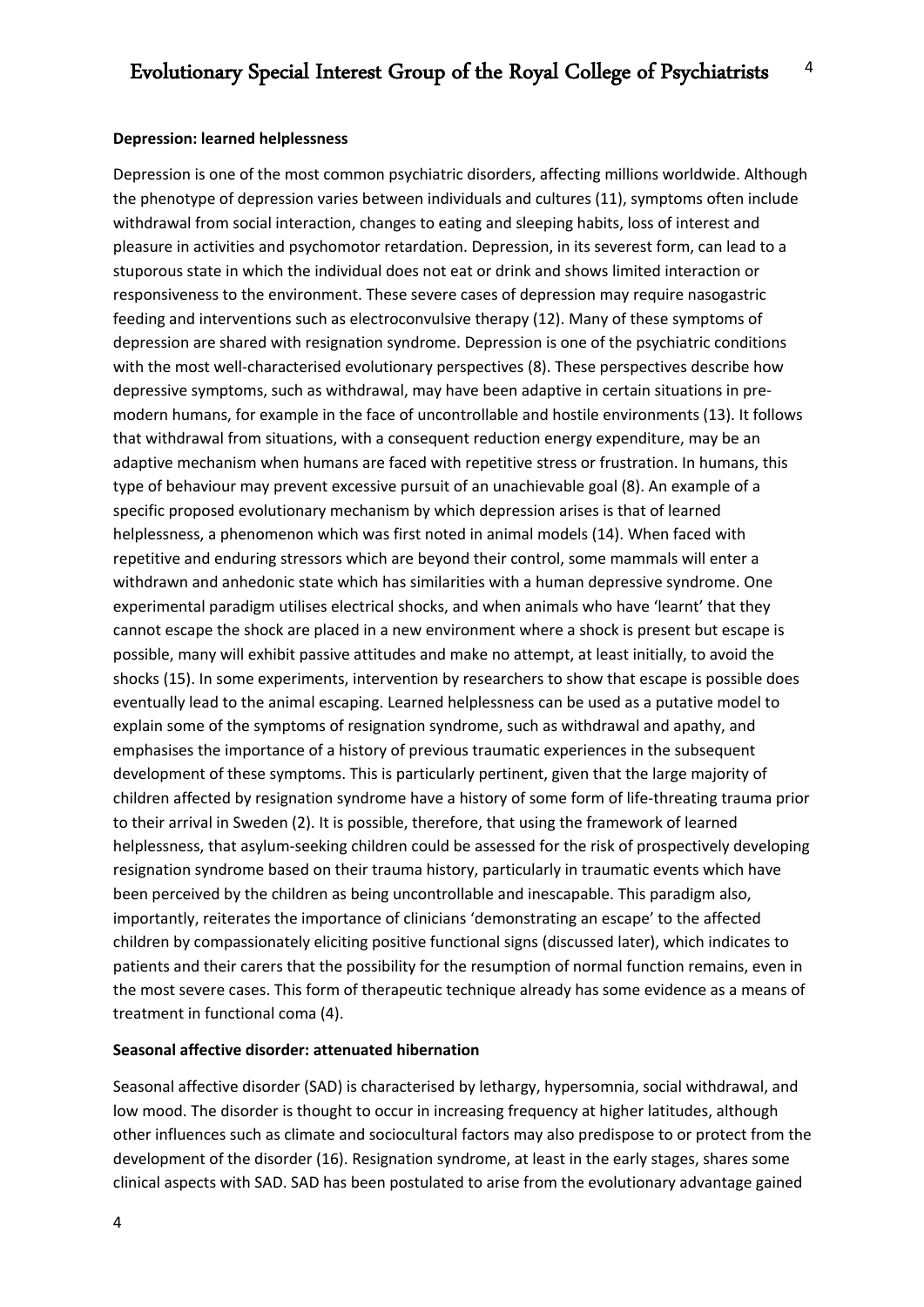**Depression: learned helplessness**

Depression is one of the most common psychiatric disorders, affecting millions worldwide. Although the phenotype of depression varies between individuals and cultures (11), symptoms often include withdrawal from social interaction, changes to eating and sleeping habits, loss of interest and pleasure in activities and psychomotor retardation. Depression, in its severest form, can lead to a stuporous state in which the individual does not eat or drink and shows limited interaction or responsiveness to the environment. These severe cases of depression may require nasogastric feeding and interventions such as electroconvulsive therapy (12). Many of these symptoms of depression are shared with resignation syndrome. Depression is one of the psychiatric conditions with the most well-characterised evolutionary perspectives (8). These perspectives describe how depressive symptoms, such as withdrawal, may have been adaptive in certain situations in pre-modern humans, for example in the face of uncontrollable and hostile environments (13). It follows that withdrawal from situations, with a consequent reduction energy expenditure, may be an adaptive mechanism when humans are faced with repetitive stress or frustration. In humans, this type of behaviour may prevent excessive pursuit of an unachievable goal (8). An example of a specific proposed evolutionary mechanism by which depression arises is that of learned helplessness, a phenomenon which was first noted in animal models (14). When faced with repetitive and enduring stressors which are beyond their control, some mammals will enter a withdrawn and anhedonic state which has similarities with a human depressive syndrome. One experimental paradigm utilises electrical shocks, and when animals who have 'learnt' that they cannot escape the shock are placed in a new environment where a shock is present but escape is possible, many will exhibit passive attitudes and make no attempt, at least initially, to avoid the shocks (15). In some experiments, intervention by researchers to show that escape is possible does eventually lead to the animal escaping. Learned helplessness can be used as a putative model to explain some of the symptoms of resignation syndrome, such as withdrawal and apathy, and emphasises the importance of a history of previous traumatic experiences in the subsequent development of these symptoms. This is particularly pertinent, given that the large majority of children affected by resignation syndrome have a history of some form of life-threating trauma prior to their arrival in Sweden (2). It is possible, therefore, that using the framework of learned helplessness, that asylum-seeking children could be assessed for the risk of prospectively developing resignation syndrome based on their trauma history, particularly in traumatic events which have been perceived by the children as being uncontrollable and inescapable. This paradigm also, importantly, reiterates the importance of clinicians 'demonstrating an escape' to the affected children by compassionately eliciting positive functional signs (discussed later), which indicates to patients and their carers that the possibility for the resumption of normal function remains, even in the most severe cases. This form of therapeutic technique already has some evidence as a means of treatment in functional coma (4).

**Seasonal affective disorder: attenuated hibernation**

Seasonal affective disorder (SAD) is characterised by lethargy, hypersomnia, social withdrawal, and low mood. The disorder is thought to occur in increasing frequency at higher latitudes, although other influences such as climate and sociocultural factors may also predispose to or protect from the development of the disorder (16). Resignation syndrome, at least in the early stages, shares some clinical aspects with SAD. SAD has been postulated to arise from the evolutionary advantage gained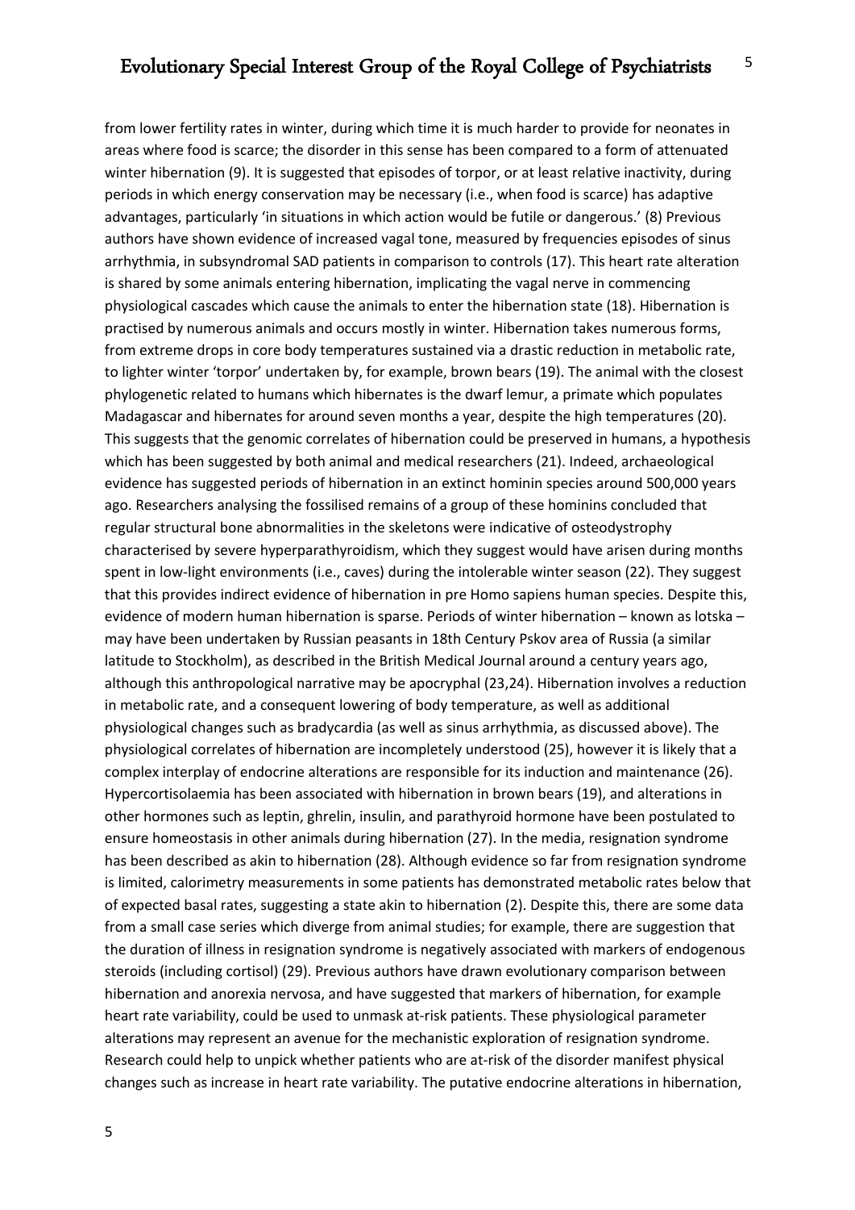from lower fertility rates in winter, during which time it is much harder to provide for neonates in areas where food is scarce; the disorder in this sense has been compared to a form of attenuated winter hibernation (9). It is suggested that episodes of torpor, or at least relative inactivity, during periods in which energy conservation may be necessary (i.e., when food is scarce) has adaptive advantages, particularly 'in situations in which action would be futile or dangerous.' (8) Previous authors have shown evidence of increased vagal tone, measured by frequencies episodes of sinus arrhythmia, in subsyndromal SAD patients in comparison to controls (17). This heart rate alteration is shared by some animals entering hibernation, implicating the vagal nerve in commencing physiological cascades which cause the animals to enter the hibernation state (18). Hibernation is practised by numerous animals and occurs mostly in winter. Hibernation takes numerous forms, from extreme drops in core body temperatures sustained via a drastic reduction in metabolic rate, to lighter winter 'torpor' undertaken by, for example, brown bears (19). The animal with the closest phylogenetic related to humans which hibernates is the dwarf lemur, a primate which populates Madagascar and hibernates for around seven months a year, despite the high temperatures (20). This suggests that the genomic correlates of hibernation could be preserved in humans, a hypothesis which has been suggested by both animal and medical researchers (21). Indeed, archaeological evidence has suggested periods of hibernation in an extinct hominin species around 500,000 years ago. Researchers analysing the fossilised remains of a group of these hominins concluded that regular structural bone abnormalities in the skeletons were indicative of osteodystrophy characterised by severe hyperparathyroidism, which they suggest would have arisen during months spent in low-light environments (i.e., caves) during the intolerable winter season (22). They suggest that this provides indirect evidence of hibernation in pre Homo sapiens human species. Despite this, evidence of modern human hibernation is sparse. Periods of winter hibernation – known as lotska – may have been undertaken by Russian peasants in 18th Century Pskov area of Russia (a similar latitude to Stockholm), as described in the British Medical Journal around a century years ago, although this anthropological narrative may be apocryphal (23,24). Hibernation involves a reduction in metabolic rate, and a consequent lowering of body temperature, as well as additional physiological changes such as bradycardia (as well as sinus arrhythmia, as discussed above). The physiological correlates of hibernation are incompletely understood (25), however it is likely that a complex interplay of endocrine alterations are responsible for its induction and maintenance (26). Hypercortisolaemia has been associated with hibernation in brown bears (19), and alterations in other hormones such as leptin, ghrelin, insulin, and parathyroid hormone have been postulated to ensure homeostasis in other animals during hibernation (27). In the media, resignation syndrome has been described as akin to hibernation (28). Although evidence so far from resignation syndrome is limited, calorimetry measurements in some patients has demonstrated metabolic rates below that of expected basal rates, suggesting a state akin to hibernation (2). Despite this, there are some data from a small case series which diverge from animal studies; for example, there are suggestion that the duration of illness in resignation syndrome is negatively associated with markers of endogenous steroids (including cortisol) (29). Previous authors have drawn evolutionary comparison between hibernation and anorexia nervosa, and have suggested that markers of hibernation, for example heart rate variability, could be used to unmask at-risk patients. These physiological parameter alterations may represent an avenue for the mechanistic exploration of resignation syndrome. Research could help to unpick whether patients who are at-risk of the disorder manifest physical changes such as increase in heart rate variability. The putative endocrine alterations in hibernation,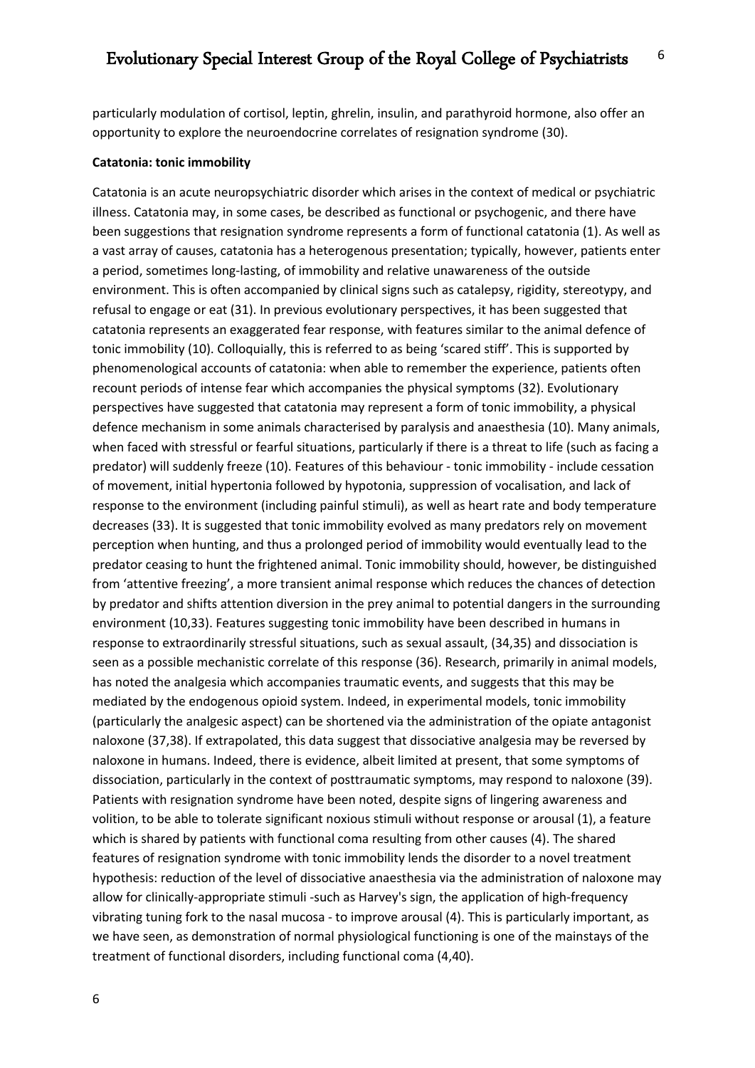particularly modulation of cortisol, leptin, ghrelin, insulin, and parathyroid hormone, also offer an opportunity to explore the neuroendocrine correlates of resignation syndrome (30).

**Catatonia: tonic immobility**

Catatonia is an acute neuropsychiatric disorder which arises in the context of medical or psychiatric illness. Catatonia may, in some cases, be described as functional or psychogenic, and there have been suggestions that resignation syndrome represents a form of functional catatonia (1). As well as a vast array of causes, catatonia has a heterogenous presentation; typically, however, patients enter a period, sometimes long-lasting, of immobility and relative unawareness of the outside environment. This is often accompanied by clinical signs such as catalepsy, rigidity, stereotypy, and refusal to engage or eat (31). In previous evolutionary perspectives, it has been suggested that catatonia represents an exaggerated fear response, with features similar to the animal defence of tonic immobility (10). Colloquially, this is referred to as being 'scared stiff'. This is supported by phenomenological accounts of catatonia: when able to remember the experience, patients often recount periods of intense fear which accompanies the physical symptoms (32). Evolutionary perspectives have suggested that catatonia may represent a form of tonic immobility, a physical defence mechanism in some animals characterised by paralysis and anaesthesia (10). Many animals, when faced with stressful or fearful situations, particularly if there is a threat to life (such as facing a predator) will suddenly freeze (10). Features of this behaviour - tonic immobility - include cessation of movement, initial hypertonia followed by hypotonia, suppression of vocalisation, and lack of response to the environment (including painful stimuli), as well as heart rate and body temperature decreases (33). It is suggested that tonic immobility evolved as many predators rely on movement perception when hunting, and thus a prolonged period of immobility would eventually lead to the predator ceasing to hunt the frightened animal. Tonic immobility should, however, be distinguished from 'attentive freezing', a more transient animal response which reduces the chances of detection by predator and shifts attention diversion in the prey animal to potential dangers in the surrounding environment (10,33). Features suggesting tonic immobility have been described in humans in response to extraordinarily stressful situations, such as sexual assault, (34,35) and dissociation is seen as a possible mechanistic correlate of this response (36). Research, primarily in animal models, has noted the analgesia which accompanies traumatic events, and suggests that this may be mediated by the endogenous opioid system. Indeed, in experimental models, tonic immobility (particularly the analgesic aspect) can be shortened via the administration of the opiate antagonist naloxone (37,38). If extrapolated, this data suggest that dissociative analgesia may be reversed by naloxone in humans. Indeed, there is evidence, albeit limited at present, that some symptoms of dissociation, particularly in the context of posttraumatic symptoms, may respond to naloxone (39). Patients with resignation syndrome have been noted, despite signs of lingering awareness and volition, to be able to tolerate significant noxious stimuli without response or arousal (1), a feature which is shared by patients with functional coma resulting from other causes (4). The shared features of resignation syndrome with tonic immobility lends the disorder to a novel treatment hypothesis: reduction of the level of dissociative anaesthesia via the administration of naloxone may allow for clinically-appropriate stimuli -such as Harvey's sign, the application of high-frequency vibrating tuning fork to the nasal mucosa - to improve arousal (4). This is particularly important, as we have seen, as demonstration of normal physiological functioning is one of the mainstays of the treatment of functional disorders, including functional coma (4,40).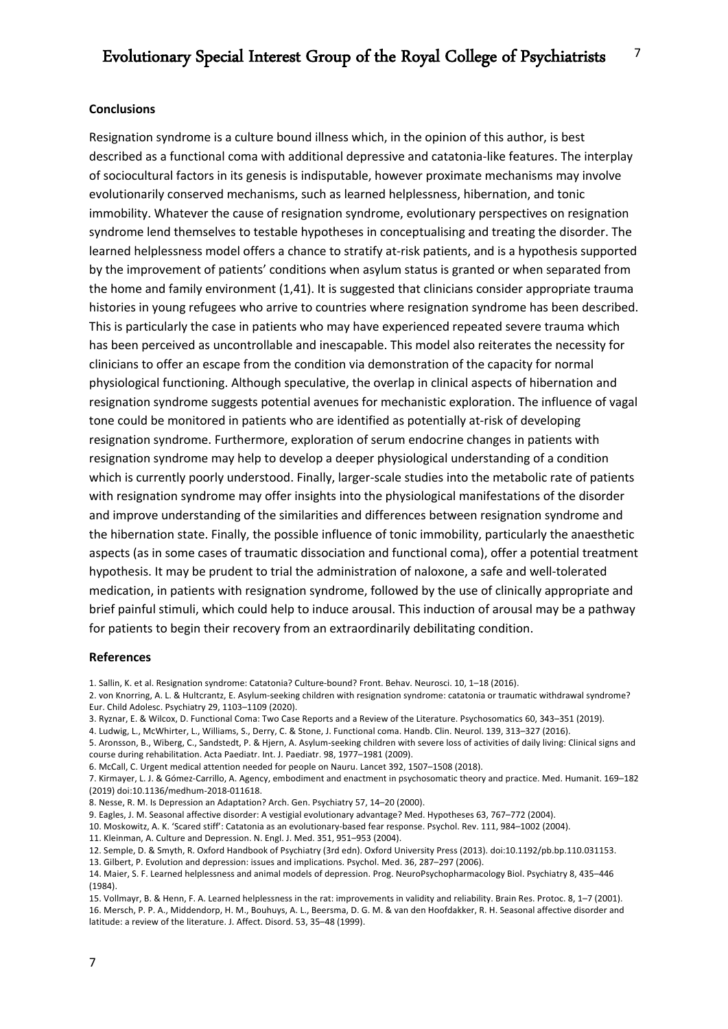**Conclusions**

Resignation syndrome is a culture bound illness which, in the opinion of this author, is best described as a functional coma with additional depressive and catatonia-like features. The interplay of sociocultural factors in its genesis is indisputable, however proximate mechanisms may involve evolutionarily conserved mechanisms, such as learned helplessness, hibernation, and tonic immobility. Whatever the cause of resignation syndrome, evolutionary perspectives on resignation syndrome lend themselves to testable hypotheses in conceptualising and treating the disorder. The learned helplessness model offers a chance to stratify at-risk patients, and is a hypothesis supported by the improvement of patients' conditions when asylum status is granted or when separated from the home and family environment (1,41). It is suggested that clinicians consider appropriate trauma histories in young refugees who arrive to countries where resignation syndrome has been described. This is particularly the case in patients who may have experienced repeated severe trauma which has been perceived as uncontrollable and inescapable. This model also reiterates the necessity for clinicians to offer an escape from the condition via demonstration of the capacity for normal physiological functioning. Although speculative, the overlap in clinical aspects of hibernation and resignation syndrome suggests potential avenues for mechanistic exploration. The influence of vagal tone could be monitored in patients who are identified as potentially at-risk of developing resignation syndrome. Furthermore, exploration of serum endocrine changes in patients with resignation syndrome may help to develop a deeper physiological understanding of a condition which is currently poorly understood. Finally, larger-scale studies into the metabolic rate of patients with resignation syndrome may offer insights into the physiological manifestations of the disorder and improve understanding of the similarities and differences between resignation syndrome and the hibernation state. Finally, the possible influence of tonic immobility, particularly the anaesthetic aspects (as in some cases of traumatic dissociation and functional coma), offer a potential treatment hypothesis. It may be prudent to trial the administration of naloxone, a safe and well-tolerated medication, in patients with resignation syndrome, followed by the use of clinically appropriate and brief painful stimuli, which could help to induce arousal. This induction of arousal may be a pathway for patients to begin their recovery from an extraordinarily debilitating condition.

**References**

1. Sallin, K. et al. Resignation syndrome: Catatonia? Culture-bound? Front. Behav. Neurosci. 10, 1–18 (2016).
2. von Knorring, A. L. & Hultcrantz, E. Asylum-seeking children with resignation syndrome: catatonia or traumatic withdrawal syndrome? Eur. Child Adolesc. Psychiatry 29, 1103–1109 (2020).
3. Ryznar, E. & Wilcox, D. Functional Coma: Two Case Reports and a Review of the Literature. Psychosomatics 60, 343–351 (2019).
4. Ludwig, L., McWhirter, L., Williams, S., Derry, C. & Stone, J. Functional coma. Handb. Clin. Neurol. 139, 313–327 (2016).
5. Aronsson, B., Wiberg, C., Sandstedt, P. & Hjern, A. Asylum-seeking children with severe loss of activities of daily living: Clinical signs and course during rehabilitation. Acta Paediatr. Int. J. Paediatr. 98, 1977–1981 (2009).
6. McCall, C. Urgent medical attention needed for people on Nauru. Lancet 392, 1507–1508 (2018).
7. Kirmayer, L. J. & Gómez-Carrillo, A. Agency, embodiment and enactment in psychosomatic theory and practice. Med. Humanit. 169–182 (2019) doi:10.1136/medhum-2018-011618.
8. Nesse, R. M. Is Depression an Adaptation? Arch. Gen. Psychiatry 57, 14–20 (2000).
9. Eagles, J. M. Seasonal affective disorder: A vestigial evolutionary advantage? Med. Hypotheses 63, 767–772 (2004).
10. Moskowitz, A. K. 'Scared stiff': Catatonia as an evolutionary-based fear response. Psychol. Rev. 111, 984–1002 (2004).
11. Kleinman, A. Culture and Depression. N. Engl. J. Med. 351, 951–953 (2004).
12. Semple, D. & Smyth, R. Oxford Handbook of Psychiatry (3rd edn). Oxford University Press (2013). doi:10.1192/pb.bp.110.031153.
13. Gilbert, P. Evolution and depression: issues and implications. Psychol. Med. 36, 287–297 (2006).
14. Maier, S. F. Learned helplessness and animal models of depression. Prog. NeuroPsychopharmacology Biol. Psychiatry 8, 435–446 (1984).
15. Vollmayr, B. & Henn, F. A. Learned helplessness in the rat: improvements in validity and reliability. Brain Res. Protoc. 8, 1–7 (2001).
16. Mersch, P. P. A., Middendorp, H. M., Bouhuys, A. L., Beersma, D. G. M. & van den Hoofdakker, R. H. Seasonal affective disorder and latitude: a review of the literature. J. Affect. Disord. 53, 35–48 (1999).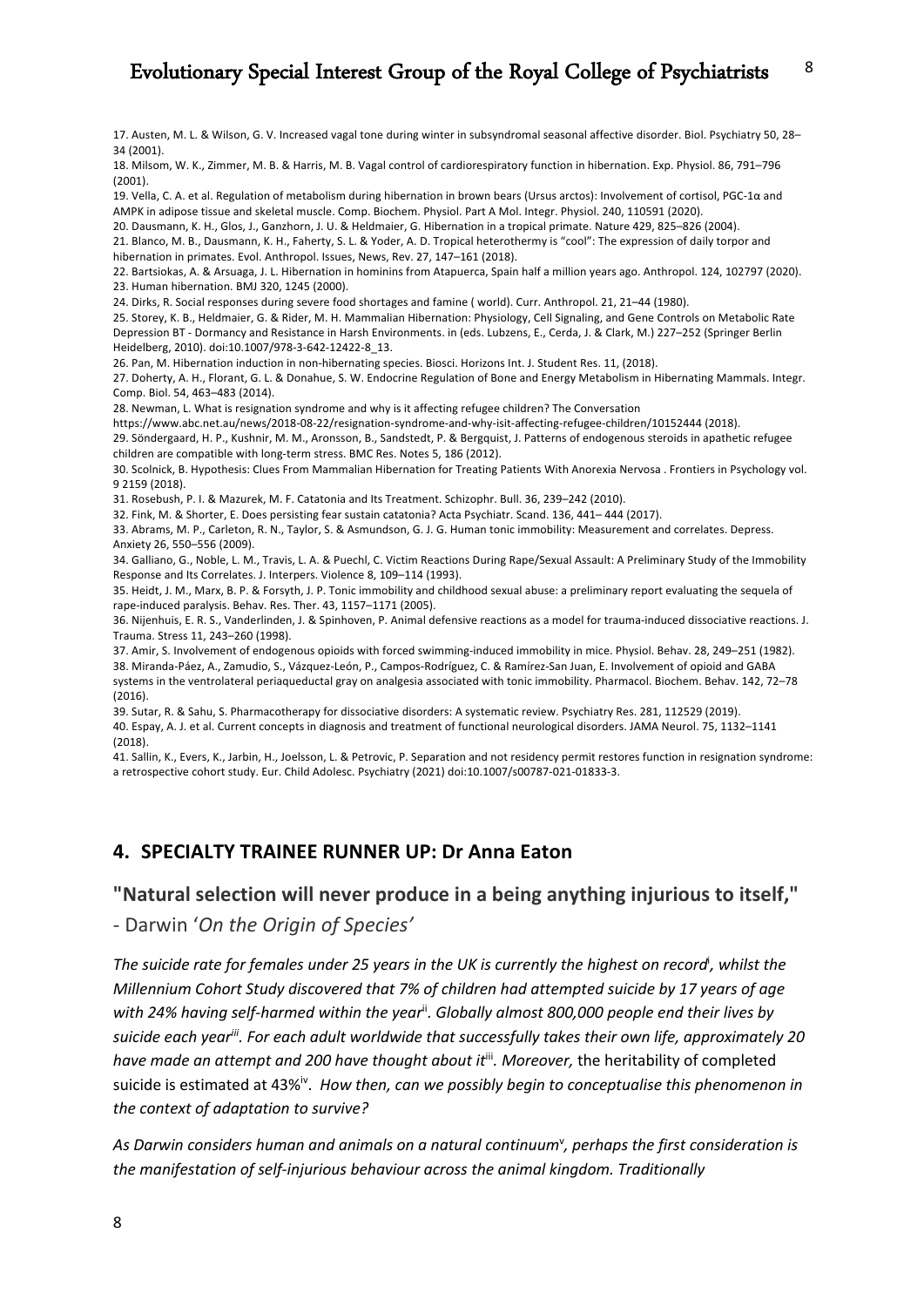17. Austen, M. L. & Wilson, G. V. Increased vagal tone during winter in subsyndromal seasonal affective disorder. Biol. Psychiatry 50, 28–34 (2001).

18. Milsom, W. K., Zimmer, M. B. & Harris, M. B. Vagal control of cardiorespiratory function in hibernation. Exp. Physiol. 86, 791–796 (2001).

19. Vella, C. A. et al. Regulation of metabolism during hibernation in brown bears (Ursus arctos): Involvement of cortisol, PGC-1α and AMPK in adipose tissue and skeletal muscle. Comp. Biochem. Physiol. Part A Mol. Integr. Physiol. 240, 110591 (2020).

20. Dausmann, K. H., Glos, J., Ganzhorn, J. U. & Heldmaier, G. Hibernation in a tropical primate. Nature 429, 825–826 (2004).

21. Blanco, M. B., Dausmann, K. H., Faherty, S. L. & Yoder, A. D. Tropical heterothermy is "cool": The expression of daily torpor and hibernation in primates. Evol. Anthropol. Issues, News, Rev. 27, 147–161 (2018).

22. Bartsiokas, A. & Arsuaga, J. L. Hibernation in hominins from Atapuerca, Spain half a million years ago. Anthropol. 124, 102797 (2020).

23. Human hibernation. BMJ 320, 1245 (2000).

24. Dirks, R. Social responses during severe food shortages and famine ( world). Curr. Anthropol. 21, 21–44 (1980).

25. Storey, K. B., Heldmaier, G. & Rider, M. H. Mammalian Hibernation: Physiology, Cell Signaling, and Gene Controls on Metabolic Rate Depression BT - Dormancy and Resistance in Harsh Environments. in (eds. Lubzens, E., Cerda, J. & Clark, M.) 227–252 (Springer Berlin Heidelberg, 2010). doi:10.1007/978-3-642-12422-8_13.

26. Pan, M. Hibernation induction in non-hibernating species. Biosci. Horizons Int. J. Student Res. 11, (2018).

27. Doherty, A. H., Florant, G. L. & Donahue, S. W. Endocrine Regulation of Bone and Energy Metabolism in Hibernating Mammals. Integr. Comp. Biol. 54, 463–483 (2014).

28. Newman, L. What is resignation syndrome and why is it affecting refugee children? The Conversation https://www.abc.net.au/news/2018-08-22/resignation-syndrome-and-why-isit-affecting-refugee-children/10152444 (2018).

29. Söndergaard, H. P., Kushnir, M. M., Aronsson, B., Sandstedt, P. & Bergquist, J. Patterns of endogenous steroids in apathetic refugee children are compatible with long-term stress. BMC Res. Notes 5, 186 (2012).

30. Scolnick, B. Hypothesis: Clues From Mammalian Hibernation for Treating Patients With Anorexia Nervosa . Frontiers in Psychology vol. 9 2159 (2018).

31. Rosebush, P. I. & Mazurek, M. F. Catatonia and Its Treatment. Schizophr. Bull. 36, 239–242 (2010).

32. Fink, M. & Shorter, E. Does persisting fear sustain catatonia? Acta Psychiatr. Scand. 136, 441– 444 (2017).

33. Abrams, M. P., Carleton, R. N., Taylor, S. & Asmundson, G. J. G. Human tonic immobility: Measurement and correlates. Depress. Anxiety 26, 550–556 (2009).

34. Galliano, G., Noble, L. M., Travis, L. A. & Puechl, C. Victim Reactions During Rape/Sexual Assault: A Preliminary Study of the Immobility Response and Its Correlates. J. Interpers. Violence 8, 109–114 (1993).

35. Heidt, J. M., Marx, B. P. & Forsyth, J. P. Tonic immobility and childhood sexual abuse: a preliminary report evaluating the sequela of rape-induced paralysis. Behav. Res. Ther. 43, 1157–1171 (2005).

36. Nijenhuis, E. R. S., Vanderlinden, J. & Spinhoven, P. Animal defensive reactions as a model for trauma-induced dissociative reactions. J. Trauma. Stress 11, 243–260 (1998).

37. Amir, S. Involvement of endogenous opioids with forced swimming-induced immobility in mice. Physiol. Behav. 28, 249–251 (1982).

38. Miranda-Páez, A., Zamudio, S., Vázquez-León, P., Campos-Rodríguez, C. & Ramírez-San Juan, E. Involvement of opioid and GABA systems in the ventrolateral periaqueductal gray on analgesia associated with tonic immobility. Pharmacol. Biochem. Behav. 142, 72–78 (2016).

39. Sutar, R. & Sahu, S. Pharmacotherapy for dissociative disorders: A systematic review. Psychiatry Res. 281, 112529 (2019).

40. Espay, A. J. et al. Current concepts in diagnosis and treatment of functional neurological disorders. JAMA Neurol. 75, 1132–1141 (2018).

41. Sallin, K., Evers, K., Jarbin, H., Joelsson, L. & Petrovic, P. Separation and not residency permit restores function in resignation syndrome: a retrospective cohort study. Eur. Child Adolesc. Psychiatry (2021) doi:10.1007/s00787-021-01833-3.

## 4. SPECIALTY TRAINEE RUNNER UP: Dr Anna Eaton

### "Natural selection will never produce in a being anything injurious to itself,"

- Darwin '*On the Origin of Species*'

*The suicide rate for females under 25 years in the UK is currently the highest on record*[i]*, whilst the Millennium Cohort Study discovered that 7% of children had attempted suicide by 17 years of age with 24% having self-harmed within the year*[ii]*. Globally almost 800,000 people end their lives by suicide each year*[iii]*. For each adult worldwide that successfully takes their own life, approximately 20 have made an attempt and 200 have thought about it*[iii]*. Moreover,* the heritability of completed suicide is estimated at 43%[iv]. *How then, can we possibly begin to conceptualise this phenomenon in the context of adaptation to survive?*

*As Darwin considers human and animals on a natural continuum*[v]*, perhaps the first consideration is the manifestation of self-injurious behaviour across the animal kingdom. Traditionally*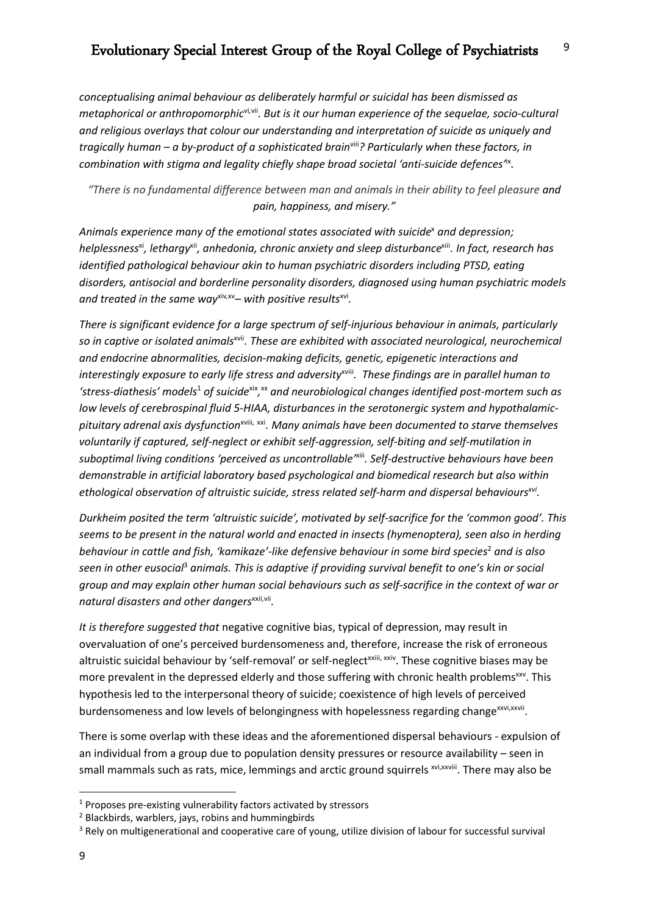*conceptualising animal behaviour as deliberately harmful or suicidal has been dismissed as metaphorical or anthropomorphic*[vi,vii]*. But is it our human experience of the sequelae, socio-cultural and religious overlays that colour our understanding and interpretation of suicide as uniquely and tragically human – a by-product of a sophisticated brain*[viii]*? Particularly when these factors, in combination with stigma and legality chiefly shape broad societal 'anti-suicide defences'*[ix]*.*

*"There is no fundamental difference between man and animals in their ability to feel pleasure **and** pain, happiness, and misery."*

*Animals experience many of the emotional states associated with suicide*[x] *and depression; helplessness*[xi]*, lethargy*[xii]*, anhedonia, chronic anxiety and sleep disturbance*[xiii]*. In fact, research has identified pathological behaviour akin to human psychiatric disorders including PTSD, eating disorders, antisocial and borderline personality disorders, diagnosed using human psychiatric models and treated in the same way*[xiv,xv]*– with positive results*[xvi]*.*

*There is significant evidence for a large spectrum of self-injurious behaviour in animals, particularly so in captive or isolated animals*[xvii]*. These are exhibited with associated neurological, neurochemical and endocrine abnormalities, decision-making deficits, genetic, epigenetic interactions and interestingly exposure to early life stress and adversity*[xviii]*. These findings are in parallel human to 'stress-diathesis' models*[1] *of suicide*[xix]*,*[xx] *and neurobiological changes identified post-mortem such as low levels of cerebrospinal fluid 5-HIAA, disturbances in the serotonergic system and hypothalamic-pituitary adrenal axis dysfunction*[xviii, xxi]*. Many animals have been documented to starve themselves voluntarily if captured, self-neglect or exhibit self-aggression, self-biting and self-mutilation in suboptimal living conditions 'perceived as uncontrollable'*[xiii]*. Self-destructive behaviours have been demonstrable in artificial laboratory based psychological and biomedical research but also within ethological observation of altruistic suicide, stress related self-harm and dispersal behaviours*[xvi]*.*

*Durkheim posited the term 'altruistic suicide', motivated by self-sacrifice for the 'common good'. This seems to be present in the natural world and enacted in insects (hymenoptera), seen also in herding behaviour in cattle and fish, 'kamikaze'-like defensive behaviour in some bird species*[2] *and is also seen in other eusocial*[3] *animals. This is adaptive if providing survival benefit to one's kin or social group and may explain other human social behaviours such as self-sacrifice in the context of war or natural disasters and other dangers*[xxii,vii]*.*

*It is therefore suggested that* negative cognitive bias, typical of depression, may result in overvaluation of one's perceived burdensomeness and, therefore, increase the risk of erroneous altruistic suicidal behaviour by 'self-removal' or self-neglect[xxiii, xxiv]. These cognitive biases may be more prevalent in the depressed elderly and those suffering with chronic health problems[xxv]. This hypothesis led to the interpersonal theory of suicide; coexistence of high levels of perceived burdensomeness and low levels of belongingness with hopelessness regarding change[xxvi,xxvii].

There is some overlap with these ideas and the aforementioned dispersal behaviours - expulsion of an individual from a group due to population density pressures or resource availability – seen in small mammals such as rats, mice, lemmings and arctic ground squirrels [xvi,xxviii]. There may also be

---

[1] Proposes pre-existing vulnerability factors activated by stressors

[2] Blackbirds, warblers, jays, robins and hummingbirds

[3] Rely on multigenerational and cooperative care of young, utilize division of labour for successful survival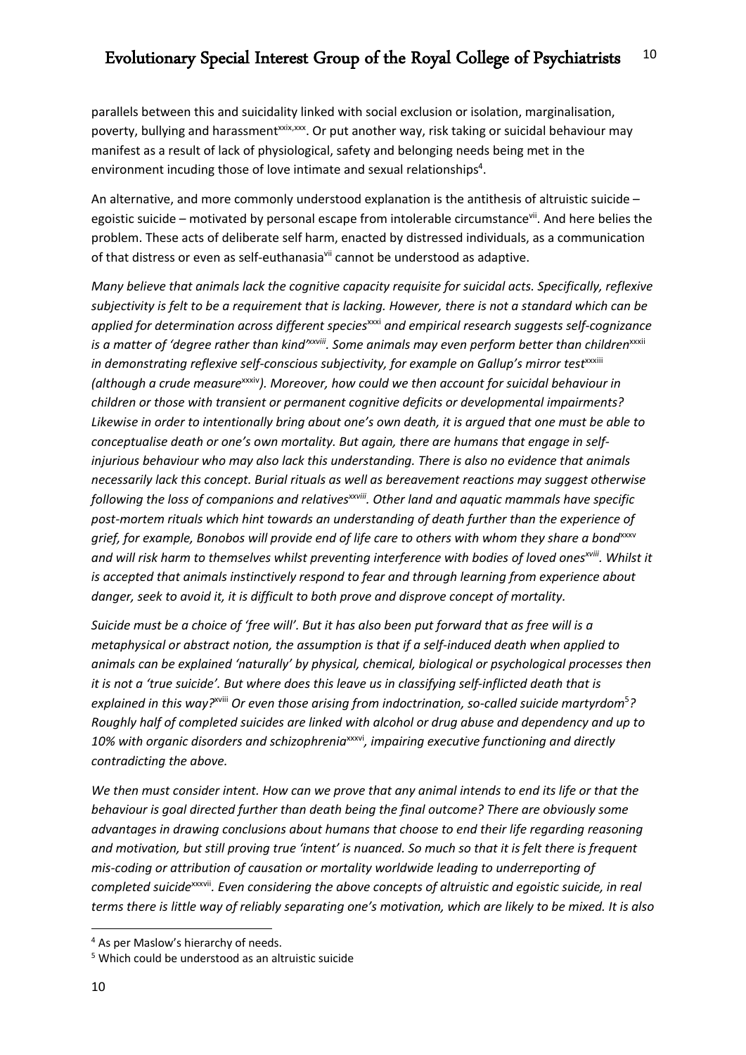parallels between this and suicidality linked with social exclusion or isolation, marginalisation, poverty, bullying and harassment[xxix,xxx]. Or put another way, risk taking or suicidal behaviour may manifest as a result of lack of physiological, safety and belonging needs being met in the environment incuding those of love intimate and sexual relationships[4].

An alternative, and more commonly understood explanation is the antithesis of altruistic suicide – egoistic suicide – motivated by personal escape from intolerable circumstance[vii]. And here belies the problem. These acts of deliberate self harm, enacted by distressed individuals, as a communication of that distress or even as self-euthanasia[vii] cannot be understood as adaptive.

*Many believe that animals lack the cognitive capacity requisite for suicidal acts. Specifically, reflexive subjectivity is felt to be a requirement that is lacking. However, there is not a standard which can be applied for determination across different species*[xxxi] *and empirical research suggests self-cognizance is a matter of 'degree rather than kind'*[xxviii]*. Some animals may even perform better than children*[xxxii] *in demonstrating reflexive self-conscious subjectivity, for example on Gallup's mirror test*[xxxiii] *(although a crude measure*[xxxiv]*). Moreover, how could we then account for suicidal behaviour in children or those with transient or permanent cognitive deficits or developmental impairments? Likewise in order to intentionally bring about one's own death, it is argued that one must be able to conceptualise death or one's own mortality. But again, there are humans that engage in self-injurious behaviour who may also lack this understanding. There is also no evidence that animals necessarily lack this concept. Burial rituals as well as bereavement reactions may suggest otherwise following the loss of companions and relatives*[xxviii]*. Other land and aquatic mammals have specific post-mortem rituals which hint towards an understanding of death further than the experience of grief, for example, Bonobos will provide end of life care to others with whom they share a bond*[xxxv] *and will risk harm to themselves whilst preventing interference with bodies of loved ones*[xviii]*. Whilst it is accepted that animals instinctively respond to fear and through learning from experience about danger, seek to avoid it, it is difficult to both prove and disprove concept of mortality.*

*Suicide must be a choice of 'free will'. But it has also been put forward that as free will is a metaphysical or abstract notion, the assumption is that if a self-induced death when applied to animals can be explained 'naturally' by physical, chemical, biological or psychological processes then it is not a 'true suicide'. But where does this leave us in classifying self-inflicted death that is explained in this way?*[xviii] *Or even those arising from indoctrination, so-called suicide martyrdom*[5]*? Roughly half of completed suicides are linked with alcohol or drug abuse and dependency and up to 10% with organic disorders and schizophrenia*[xxxvi]*, impairing executive functioning and directly contradicting the above.*

*We then must consider intent. How can we prove that any animal intends to end its life or that the behaviour is goal directed further than death being the final outcome? There are obviously some advantages in drawing conclusions about humans that choose to end their life regarding reasoning and motivation, but still proving true 'intent' is nuanced. So much so that it is felt there is frequent mis-coding or attribution of causation or mortality worldwide leading to underreporting of completed suicide*[xxxvii]*. Even considering the above concepts of altruistic and egoistic suicide, in real terms there is little way of reliably separating one's motivation, which are likely to be mixed. It is also*

---

[4] As per Maslow's hierarchy of needs.

[5] Which could be understood as an altruistic suicide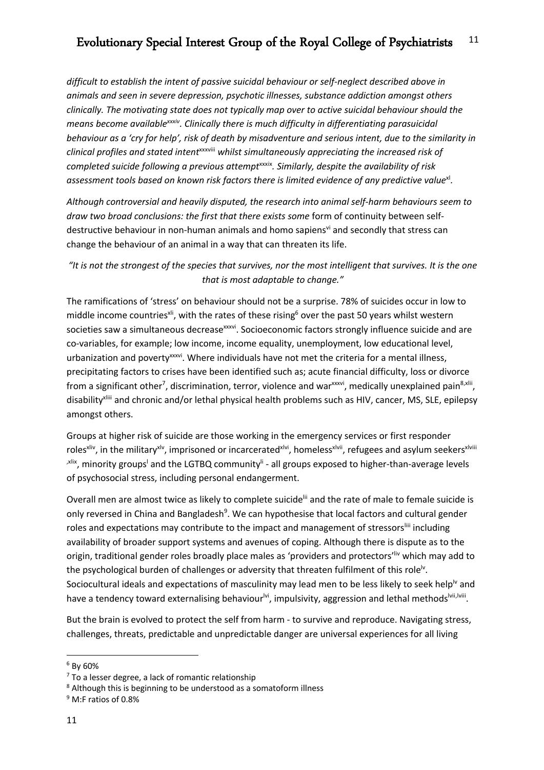*difficult to establish the intent of passive suicidal behaviour or self-neglect described above in animals and seen in severe depression, psychotic illnesses, substance addiction amongst others clinically. The motivating state does not typically map over to active suicidal behaviour should the means become available*[xxxiv]*. Clinically there is much difficulty in differentiating parasuicidal behaviour as a 'cry for help', risk of death by misadventure and serious intent, due to the similarity in clinical profiles and stated intent*[xxxviii] *whilst simultaneously appreciating the increased risk of completed suicide following a previous attempt*[xxxix]*. Similarly, despite the availability of risk assessment tools based on known risk factors there is limited evidence of any predictive value*[xl]*.*

*Although controversial and heavily disputed, the research into animal self-harm behaviours seem to draw two broad conclusions: the first that there exists some* form of continuity between self-destructive behaviour in non-human animals and homo sapiens[vi] and secondly that stress can change the behaviour of an animal in a way that can threaten its life.

*"It is not the strongest of the species that survives, nor the most intelligent that survives. It is the one that is most adaptable to change."*

The ramifications of 'stress' on behaviour should not be a surprise. 78% of suicides occur in low to middle income countries[xli], with the rates of these rising[6] over the past 50 years whilst western societies saw a simultaneous decrease[xxxvi]. Socioeconomic factors strongly influence suicide and are co-variables, for example; low income, income equality, unemployment, low educational level, urbanization and poverty[xxxvi]. Where individuals have not met the criteria for a mental illness, precipitating factors to crises have been identified such as; acute financial difficulty, loss or divorce from a significant other[7], discrimination, terror, violence and war[xxxvi], medically unexplained pain[8,xlii], disability[xliii] and chronic and/or lethal physical health problems such as HIV, cancer, MS, SLE, epilepsy amongst others.

Groups at higher risk of suicide are those working in the emergency services or first responder roles[xliv], in the military[xlv], imprisoned or incarcerated[xlvi], homeless[xlvii], refugees and asylum seekers[xlviii,xlix], minority groups[l] and the LGTBQ community[li] - all groups exposed to higher-than-average levels of psychosocial stress, including personal endangerment.

Overall men are almost twice as likely to complete suicide[lii] and the rate of male to female suicide is only reversed in China and Bangladesh[9]. We can hypothesise that local factors and cultural gender roles and expectations may contribute to the impact and management of stressors[liii] including availability of broader support systems and avenues of coping. Although there is dispute as to the origin, traditional gender roles broadly place males as 'providers and protectors'[liv] which may add to the psychological burden of challenges or adversity that threaten fulfilment of this role[lv]. Sociocultural ideals and expectations of masculinity may lead men to be less likely to seek help[lv] and have a tendency toward externalising behaviour[lvi], impulsivity, aggression and lethal methods[lvii,lviii].

But the brain is evolved to protect the self from harm - to survive and reproduce. Navigating stress, challenges, threats, predictable and unpredictable danger are universal experiences for all living

---

[6] By 60%

[7] To a lesser degree, a lack of romantic relationship

[8] Although this is beginning to be understood as a somatoform illness

[9] M:F ratios of 0.8%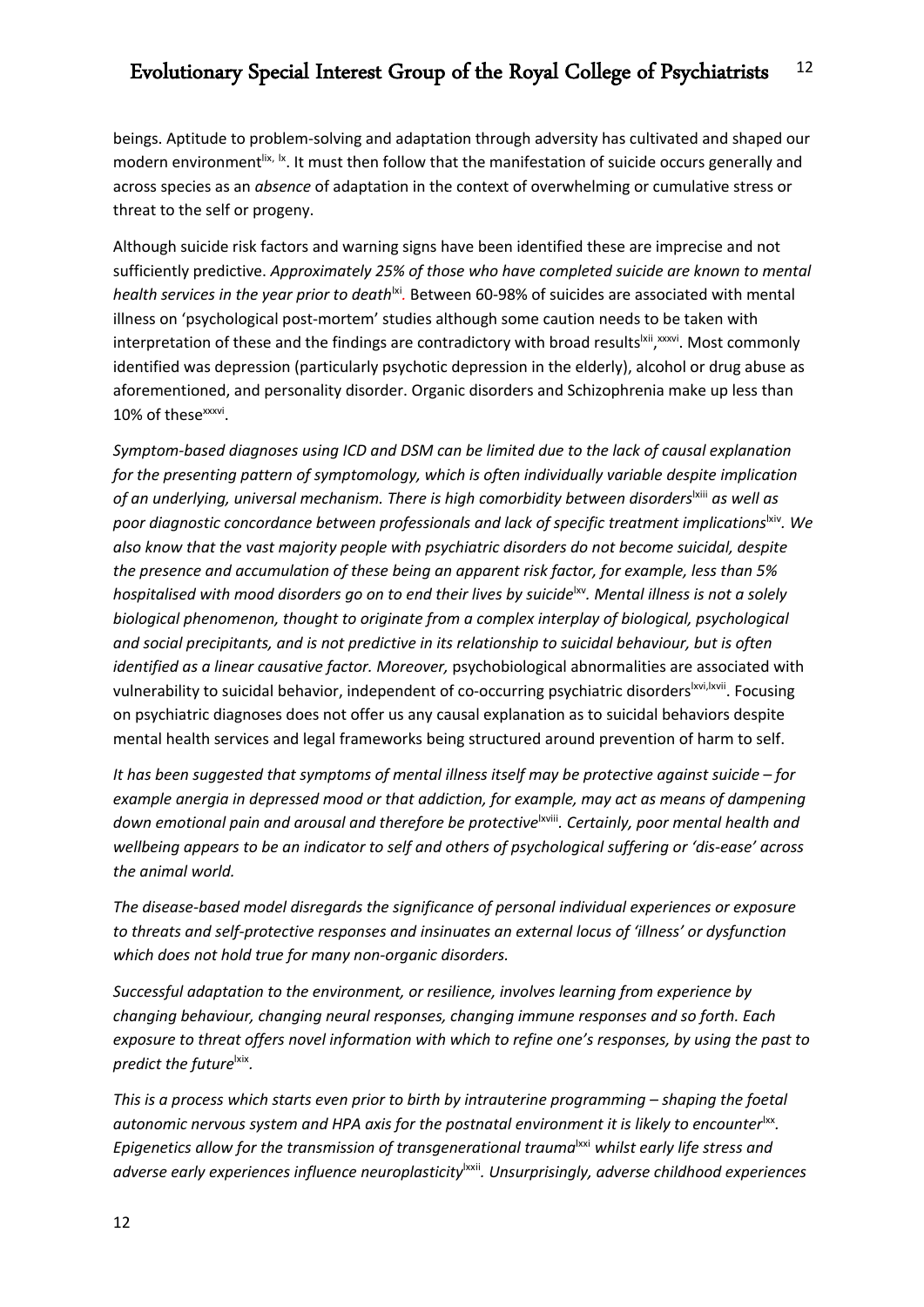beings. Aptitude to problem-solving and adaptation through adversity has cultivated and shaped our modern environment[lix, lx]. It must then follow that the manifestation of suicide occurs generally and across species as an *absence* of adaptation in the context of overwhelming or cumulative stress or threat to the self or progeny.

Although suicide risk factors and warning signs have been identified these are imprecise and not sufficiently predictive. *Approximately 25% of those who have completed suicide are known to mental health services in the year prior to death*[lxi]. Between 60-98% of suicides are associated with mental illness on 'psychological post-mortem' studies although some caution needs to be taken with interpretation of these and the findings are contradictory with broad results[lxii, xxxvi]. Most commonly identified was depression (particularly psychotic depression in the elderly), alcohol or drug abuse as aforementioned, and personality disorder. Organic disorders and Schizophrenia make up less than 10% of these[xxxvi].

*Symptom-based diagnoses using ICD and DSM can be limited due to the lack of causal explanation for the presenting pattern of symptomology, which is often individually variable despite implication of an underlying, universal mechanism. There is high comorbidity between disorders*[lxiii] *as well as poor diagnostic concordance between professionals and lack of specific treatment implications*[lxiv]. *We also know that the vast majority people with psychiatric disorders do not become suicidal, despite the presence and accumulation of these being an apparent risk factor, for example, less than 5% hospitalised with mood disorders go on to end their lives by suicide*[lxv]. *Mental illness is not a solely biological phenomenon, thought to originate from a complex interplay of biological, psychological and social precipitants, and is not predictive in its relationship to suicidal behaviour, but is often identified as a linear causative factor. Moreover,* psychobiological abnormalities are associated with vulnerability to suicidal behavior, independent of co-occurring psychiatric disorders[lxvi, lxvii]. Focusing on psychiatric diagnoses does not offer us any causal explanation as to suicidal behaviors despite mental health services and legal frameworks being structured around prevention of harm to self.

*It has been suggested that symptoms of mental illness itself may be protective against suicide – for example anergia in depressed mood or that addiction, for example, may act as means of dampening down emotional pain and arousal and therefore be protective*[lxviii]. *Certainly, poor mental health and wellbeing appears to be an indicator to self and others of psychological suffering or 'dis-ease' across the animal world.*

*The disease-based model disregards the significance of personal individual experiences or exposure to threats and self-protective responses and insinuates an external locus of 'illness' or dysfunction which does not hold true for many non-organic disorders.*

*Successful adaptation to the environment, or resilience, involves learning from experience by changing behaviour, changing neural responses, changing immune responses and so forth. Each exposure to threat offers novel information with which to refine one's responses, by using the past to predict the future*[lxix].

*This is a process which starts even prior to birth by intrauterine programming – shaping the foetal autonomic nervous system and HPA axis for the postnatal environment it is likely to encounter*[lxx]. *Epigenetics allow for the transmission of transgenerational trauma*[lxxi] *whilst early life stress and adverse early experiences influence neuroplasticity*[lxxii]. *Unsurprisingly, adverse childhood experiences*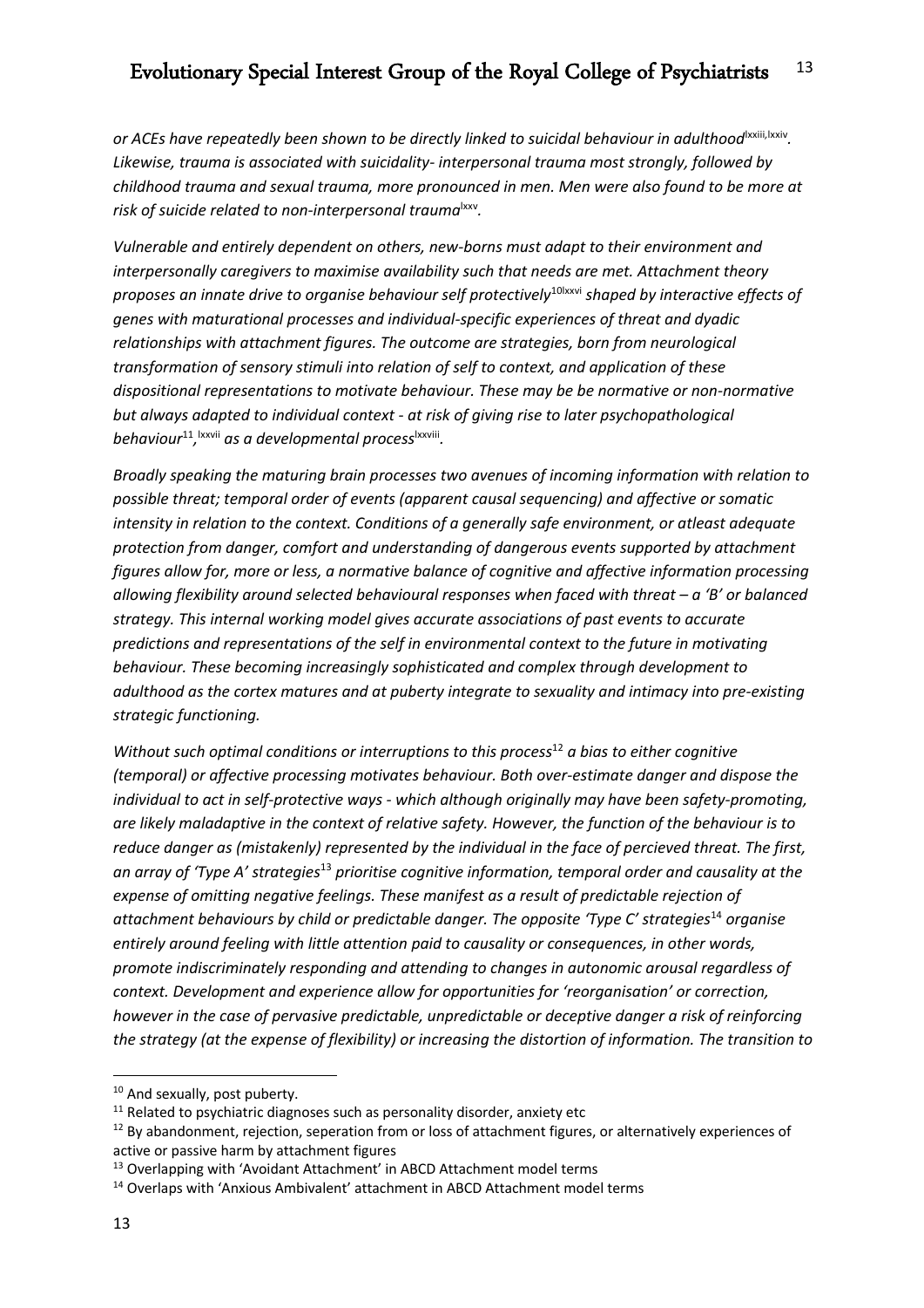*or ACEs have repeatedly been shown to be directly linked to suicidal behaviour in adulthood*[lxxiii,lxxiv]*. Likewise, trauma is associated with suicidality- interpersonal trauma most strongly, followed by childhood trauma and sexual trauma, more pronounced in men. Men were also found to be more at risk of suicide related to non-interpersonal trauma*[lxxv]*.*

*Vulnerable and entirely dependent on others, new-borns must adapt to their environment and interpersonally caregivers to maximise availability such that needs are met. Attachment theory proposes an innate drive to organise behaviour self protectively*[10][lxxvi] *shaped by interactive effects of genes with maturational processes and individual-specific experiences of threat and dyadic relationships with attachment figures. The outcome are strategies, born from neurological transformation of sensory stimuli into relation of self to context, and application of these dispositional representations to motivate behaviour. These may be be normative or non-normative but always adapted to individual context - at risk of giving rise to later psychopathological behaviour*[11], [lxxvii] *as a developmental process*[lxxviii]*.*

*Broadly speaking the maturing brain processes two avenues of incoming information with relation to possible threat; temporal order of events (apparent causal sequencing) and affective or somatic intensity in relation to the context. Conditions of a generally safe environment, or atleast adequate protection from danger, comfort and understanding of dangerous events supported by attachment figures allow for, more or less, a normative balance of cognitive and affective information processing allowing flexibility around selected behavioural responses when faced with threat – a 'B' or balanced strategy. This internal working model gives accurate associations of past events to accurate predictions and representations of the self in environmental context to the future in motivating behaviour. These becoming increasingly sophisticated and complex through development to adulthood as the cortex matures and at puberty integrate to sexuality and intimacy into pre-existing strategic functioning.*

*Without such optimal conditions or interruptions to this process*[12] *a bias to either cognitive (temporal) or affective processing motivates behaviour. Both over-estimate danger and dispose the individual to act in self-protective ways - which although originally may have been safety-promoting, are likely maladaptive in the context of relative safety. However, the function of the behaviour is to reduce danger as (mistakenly) represented by the individual in the face of percieved threat. The first, an array of 'Type A' strategies*[13] *prioritise cognitive information, temporal order and causality at the expense of omitting negative feelings. These manifest as a result of predictable rejection of attachment behaviours by child or predictable danger. The opposite 'Type C' strategies*[14] *organise entirely around feeling with little attention paid to causality or consequences, in other words, promote indiscriminately responding and attending to changes in autonomic arousal regardless of context. Development and experience allow for opportunities for 'reorganisation' or correction, however in the case of pervasive predictable, unpredictable or deceptive danger a risk of reinforcing the strategy (at the expense of flexibility) or increasing the distortion of information. The transition to*

---

[10] And sexually, post puberty.

[11] Related to psychiatric diagnoses such as personality disorder, anxiety etc

[12] By abandonment, rejection, seperation from or loss of attachment figures, or alternatively experiences of active or passive harm by attachment figures

[13] Overlapping with 'Avoidant Attachment' in ABCD Attachment model terms

[14] Overlaps with 'Anxious Ambivalent' attachment in ABCD Attachment model terms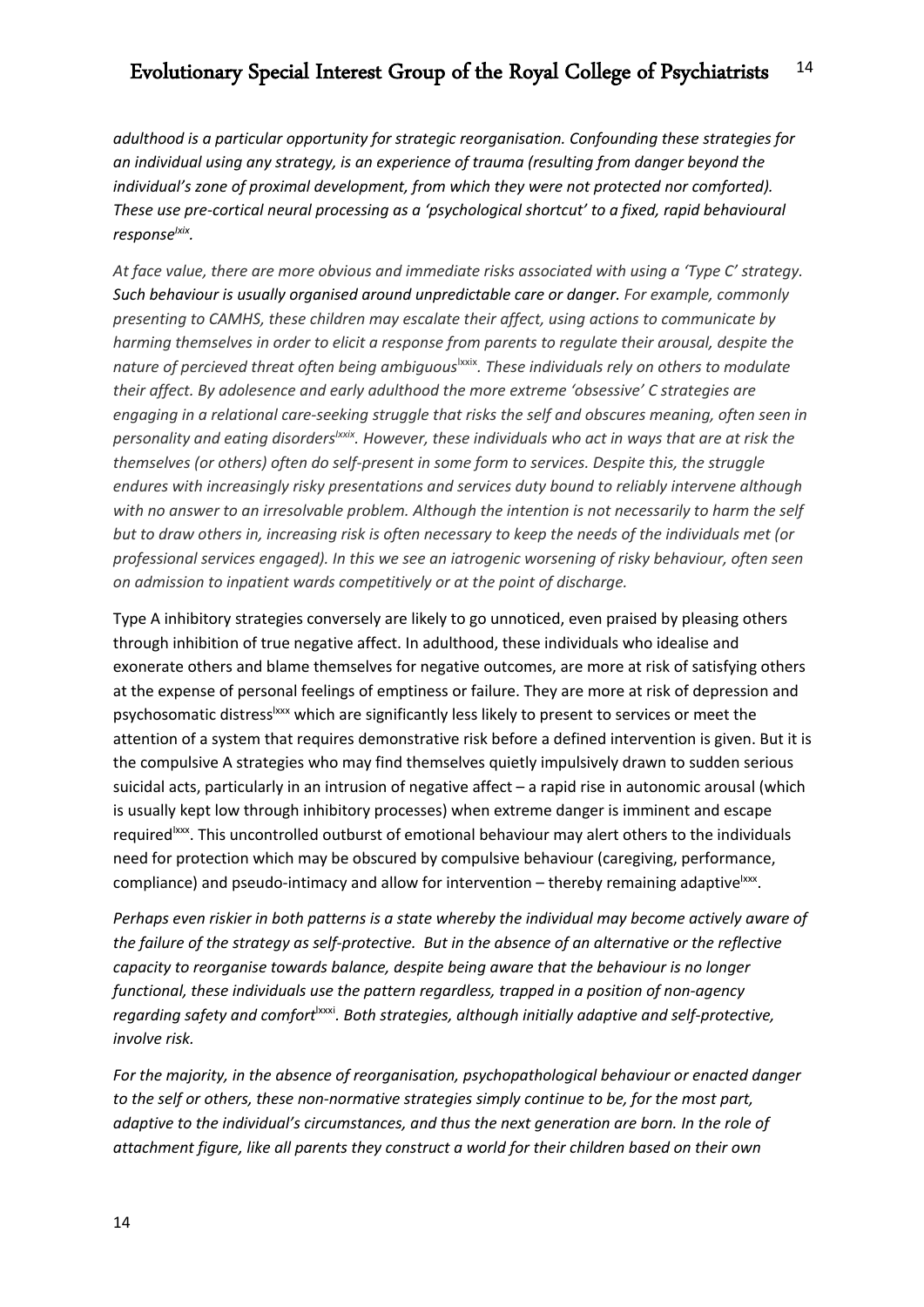*adulthood is a particular opportunity for strategic reorganisation. Confounding these strategies for an individual using any strategy, is an experience of trauma (resulting from danger beyond the individual's zone of proximal development, from which they were not protected nor comforted). These use pre-cortical neural processing as a 'psychological shortcut' to a fixed, rapid behavioural response*[lxix]*.*

*At face value, there are more obvious and immediate risks associated with using a 'Type C' strategy.* ***Such behaviour is usually organised around unpredictable care or danger.*** *For example, commonly presenting to CAMHS, these children may escalate their affect, using actions to communicate by harming themselves in order to elicit a response from parents to regulate their arousal, despite the nature of percieved threat often being ambiguous*[lxxix]*. These individuals rely on others to modulate their affect. By adolesence and early adulthood the more extreme 'obsessive' C strategies are engaging in a relational care-seeking struggle that risks the self and obscures meaning, often seen in personality and eating disorders*[lxxix]*. However, these individuals who act in ways that are at risk the themselves (or others) often do self-present in some form to services. Despite this, the struggle endures with increasingly risky presentations and services duty bound to reliably intervene although with no answer to an irresolvable problem. Although the intention is not necessarily to harm the self but to draw others in, increasing risk is often necessary to keep the needs of the individuals met (or professional services engaged). In this we see an iatrogenic worsening of risky behaviour, often seen on admission to inpatient wards competitively or at the point of discharge.*

Type A inhibitory strategies conversely are likely to go unnoticed, even praised by pleasing others through inhibition of true negative affect. In adulthood, these individuals who idealise and exonerate others and blame themselves for negative outcomes, are more at risk of satisfying others at the expense of personal feelings of emptiness or failure. They are more at risk of depression and psychosomatic distress[lxxx] which are significantly less likely to present to services or meet the attention of a system that requires demonstrative risk before a defined intervention is given. But it is the compulsive A strategies who may find themselves quietly impulsively drawn to sudden serious suicidal acts, particularly in an intrusion of negative affect – a rapid rise in autonomic arousal (which is usually kept low through inhibitory processes) when extreme danger is imminent and escape required[lxxx]. This uncontrolled outburst of emotional behaviour may alert others to the individuals need for protection which may be obscured by compulsive behaviour (caregiving, performance, compliance) and pseudo-intimacy and allow for intervention – thereby remaining adaptive[lxxx].

*Perhaps even riskier in both patterns is a state whereby the individual may become actively aware of the failure of the strategy as self-protective. But in the absence of an alternative or the reflective capacity to reorganise towards balance, despite being aware that the behaviour is no longer functional, these individuals use the pattern regardless, trapped in a position of non-agency regarding safety and comfort*[lxxxi]*. Both strategies, although initially adaptive and self-protective, involve risk.*

*For the majority, in the absence of reorganisation, psychopathological behaviour or enacted danger to the self or others, these non-normative strategies simply continue to be, for the most part, adaptive to the individual's circumstances, and thus the next generation are born. In the role of attachment figure, like all parents they construct a world for their children based on their own*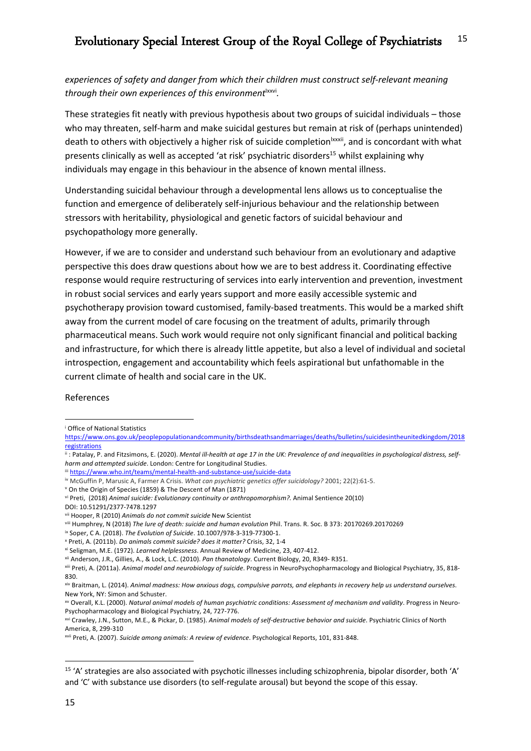*experiences of safety and danger from which their children must construct self-relevant meaning through their own experiences of this environment*[lxxvi].

These strategies fit neatly with previous hypothesis about two groups of suicidal individuals – those who may threaten, self-harm and make suicidal gestures but remain at risk of (perhaps unintended) death to others with objectively a higher risk of suicide completion[lxxxii], and is concordant with what presents clinically as well as accepted 'at risk' psychiatric disorders[15] whilst explaining why individuals may engage in this behaviour in the absence of known mental illness.

Understanding suicidal behaviour through a developmental lens allows us to conceptualise the function and emergence of deliberately self-injurious behaviour and the relationship between stressors with heritability, physiological and genetic factors of suicidal behaviour and psychopathology more generally.

However, if we are to consider and understand such behaviour from an evolutionary and adaptive perspective this does draw questions about how we are to best address it. Coordinating effective response would require restructuring of services into early intervention and prevention, investment in robust social services and early years support and more easily accessible systemic and psychotherapy provision toward customised, family-based treatments. This would be a marked shift away from the current model of care focusing on the treatment of adults, primarily through pharmaceutical means. Such work would require not only significant financial and political backing and infrastructure, for which there is already little appetite, but also a level of individual and societal introspection, engagement and accountability which feels aspirational but unfathomable in the current climate of health and social care in the UK.

References

---

[i] Office of National Statistics
https://www.ons.gov.uk/peoplepopulationandcommunity/birthsdeathsandmarriages/deaths/bulletins/suicidesintheunitedkingdom/2018registrations

[ii] : Patalay, P. and Fitzsimons, E. (2020). *Mental ill-health at age 17 in the UK: Prevalence of and inequalities in psychological distress, self-harm and attempted suicide*. London: Centre for Longitudinal Studies.

[iii] https://www.who.int/teams/mental-health-and-substance-use/suicide-data

[iv] McGuffin P, Marusic A, Farmer A Crisis. *What can psychiatric genetics offer suicidology?* 2001; 22(2):61-5.

[v] On the Origin of Species (1859) & The Descent of Man (1871)

[vi] Preti, (2018) *Animal suicide: Evolutionary continuity or anthropomorphism?.* Animal Sentience 20(10)
DOI: 10.51291/2377-7478.1297

[vii] Hooper, R (2010) *Animals do not commit suicide* New Scientist

[viii] Humphrey, N (2018) *The lure of death: suicide and human evolution* Phil. Trans. R. Soc. B 373: 20170269.20170269

[ix] Soper, C A. (2018). *The Evolution of Suicide*. 10.1007/978-3-319-77300-1.

[x] Preti, A. (2011b). *Do animals commit suicide? does it matter?* Crisis, 32, 1-4

[xi] Seligman, M.E. (1972). *Learned helplessness*. Annual Review of Medicine, 23, 407-412.

[xii] Anderson, J.R., Gillies, A., & Lock, L.C. (2010). *Pan thanatology*. Current Biology, 20, R349- R351.

[xiii] Preti, A. (2011a). *Animal model and neurobiology of suicide*. Progress in NeuroPsychopharmacology and Biological Psychiatry, 35, 818-830.

[xiv] Braitman, L. (2014). *Animal madness: How anxious dogs, compulsive parrots, and elephants in recovery help us understand ourselves*. New York, NY: Simon and Schuster.

[xv] Overall, K.L. (2000). *Natural animal models of human psychiatric conditions: Assessment of mechanism and validity*. Progress in Neuro-Psychopharmacology and Biological Psychiatry, 24, 727-776.

[xvi] Crawley, J.N., Sutton, M.E., & Pickar, D. (1985). *Animal models of self-destructive behavior and suicide*. Psychiatric Clinics of North America, 8, 299-310

[xvii] Preti, A. (2007). *Suicide among animals: A review of evidence*. Psychological Reports, 101, 831-848.

---

[15] 'A' strategies are also associated with psychotic illnesses including schizophrenia, bipolar disorder, both 'A' and 'C' with substance use disorders (to self-regulate arousal) but beyond the scope of this essay.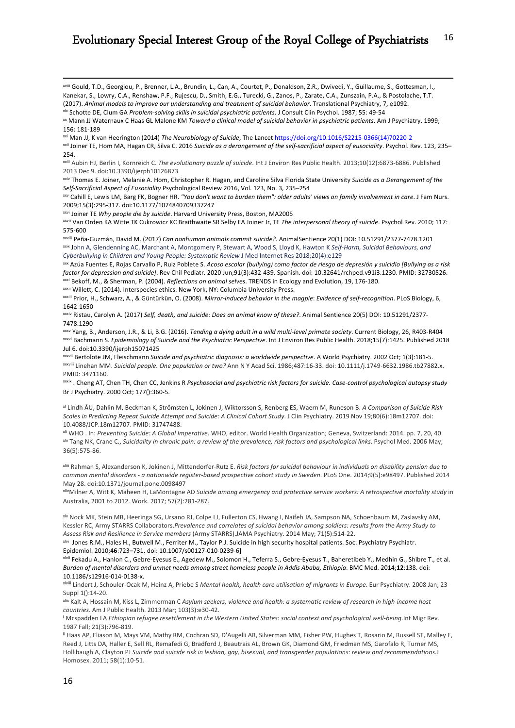[xviii] Gould, T.D., Georgiou, P., Brenner, L.A., Brundin, L., Can, A., Courtet, P., Donaldson, Z.R., Dwivedi, Y., Guillaume, S., Gottesman, I., Kanekar, S., Lowry, C.A., Renshaw, P.F., Rujescu, D., Smith, E.G., Turecki, G., Zanos, P., Zarate, C.A., Zunszain, P.A., & Postolache, T.T. (2017). *Animal models to improve our understanding and treatment of suicidal behavior*. Translational Psychiatry, 7, e1092.

[xix] Schotte DE, Clum GA *Problem-solving skills in suicidal psychiatric patients*. J Consult Clin Psychol. 1987; 55: 49-54

[xx] Mann JJ Waternaux C Haas GL Malone KM *Toward a clinical model of suicidal behavior in psychiatric patients*. Am J Psychiatry. 1999; 156: 181-189

[xxi] Man JJ, K van Heerington (2014) *The Neurobiology of Suicide*, The Lancet https://doi.org/10.1016/S2215-0366(14)70220-2

[xxii] Joiner TE, Hom MA, Hagan CR, Silva C. 2016 *Suicide as a derangement of the self-sacrificial aspect of eusociality*. Psychol. Rev. 123, 235–254.

[xxiii] Aubin HJ, Berlin I, Kornreich C. *The evolutionary puzzle of suicide*. Int J Environ Res Public Health. 2013;10(12):6873-6886. Published 2013 Dec 9. doi:10.3390/ijerph10126873

[xxiv] Thomas E. Joiner, Melanie A. Hom, Christopher R. Hagan, and Caroline Silva Florida State University *Suicide as a Derangement of the Self-Sacrificial Aspect of Eusociality* Psychological Review 2016, Vol. 123, No. 3, 235–254

[xxv] Cahill E, Lewis LM, Barg FK, Bogner HR. *"You don't want to burden them": older adults' views on family involvement in care*. J Fam Nurs. 2009;15(3):295-317. doi:10.1177/1074840709337247

[xxvi] Joiner TE *Why people die by suicide*. Harvard University Press, Boston, MA2005

[xxvii] Van Orden KA Witte TK Cukrowicz KC Braithwaite SR Selby EA Joiner Jr, TE *The interpersonal theory of suicide*. Psychol Rev. 2010; 117: 575-600

[xxviii] Peña-Guzmán, David M. (2017) *Can nonhuman animals commit suicide?*. AnimalSentience 20(1) DOI: 10.51291/2377-7478.1201

[xxix] John A, Glendenning AC, Marchant A, Montgomery P, Stewart A, Wood S, Lloyd K, Hawton K *Self-Harm, Suicidal Behaviours, and Cyberbullying in Children and Young People: Systematic Review* J Med Internet Res 2018;20(4):e129

[xxx] Azúa Fuentes E, Rojas Carvallo P, Ruiz Poblete S. *Acoso escolar (bullying) como factor de riesgo de depresión y suicidio [Bullying as a risk factor for depression and suicide]*. Rev Chil Pediatr. 2020 Jun;91(3):432-439. Spanish. doi: 10.32641/rchped.v91i3.1230. PMID: 32730526.

[xxxi] Bekoff, M., & Sherman, P. (2004). *Reflections on animal selves*. TRENDS in Ecology and Evolution, 19, 176-180.

[xxxii] Willett, C. (2014). Interspecies ethics. New York, NY: Columbia University Press.

[xxxiii] Prior, H., Schwarz, A., & Güntürkün, O. (2008). *Mirror-induced behavior in the magpie: Evidence of self-recognition*. PLoS Biology, 6, 1642-1650

[xxxiv] Ristau, Carolyn A. (2017) *Self, death, and suicide: Does an animal know of these?*. Animal Sentience 20(5) DOI: 10.51291/2377-7478.1290

[xxxv] Yang, B., Anderson, J.R., & Li, B.G. (2016). *Tending a dying adult in a wild multi-level primate society*. Current Biology, 26, R403-R404

[xxxvi] Bachmann S. *Epidemiology of Suicide and the Psychiatric Perspective*. Int J Environ Res Public Health. 2018;15(7):1425. Published 2018 Jul 6. doi:10.3390/ijerph15071425

[xxxvii] Bertolote JM, Fleischmann *Suicide and psychiatric diagnosis: a worldwide perspective*. A World Psychiatry. 2002 Oct; 1(3):181-5.

[xxxviii] Linehan MM. *Suicidal people. One population or two?* Ann N Y Acad Sci. 1986;487:16-33. doi: 10.1111/j.1749-6632.1986.tb27882.x. PMID: 3471160.

[xxxix] . Cheng AT, Chen TH, Chen CC, Jenkins R *Psychosocial and psychiatric risk factors for suicide. Case-control psychological autopsy study* Br J Psychiatry. 2000 Oct; 177():360-5.

[xl] Lindh ÅU, Dahlin M, Beckman K, Strömsten L, Jokinen J, Wiktorsson S, Renberg ES, Waern M, Runeson B. *A Comparison of Suicide Risk Scales in Predicting Repeat Suicide Attempt and Suicide: A Clinical Cohort Study*. J Clin Psychiatry. 2019 Nov 19;80(6):18m12707. doi: 10.4088/JCP.18m12707. PMID: 31747488.

[xli] WHO . In: *Preventing Suicide: A Global Imperative*. WHO, editor. World Health Organization; Geneva, Switzerland: 2014. pp. 7, 20, 40.

[xlii] Tang NK, Crane C., *Suicidality in chronic pain: a review of the prevalence, risk factors and psychological links*. Psychol Med. 2006 May; 36(5):575-86.

[xliii] Rahman S, Alexanderson K, Jokinen J, Mittendorfer-Rutz E. *Risk factors for suicidal behaviour in individuals on disability pension due to common mental disorders - a nationwide register-based prospective cohort study in Sweden*. PLoS One. 2014;9(5):e98497. Published 2014 May 28. doi:10.1371/journal.pone.0098497

[xliv] Milner A, Witt K, Maheen H, LaMontagne AD *Suicide among emergency and protective service workers: A retrospective mortality study* in Australia, 2001 to 2012. Work. 2017; 57(2):281-287.

[xlv] Nock MK, Stein MB, Heeringa SG, Ursano RJ, Colpe LJ, Fullerton CS, Hwang I, Naifeh JA, Sampson NA, Schoenbaum M, Zaslavsky AM, Kessler RC, Army STARRS Collaborators.*Prevalence and correlates of suicidal behavior among soldiers: results from the Army Study to Assess Risk and Resilience in Service members* (Army STARRS).JAMA Psychiatry. 2014 May; 71(5):514-22.

[xlvi] Jones R.M., Hales H., Butwell M., Ferriter M., Taylor P.J. Suicide in high security hospital patients. Soc. Psychiatry Psychiatr. Epidemiol. 2010;**46**:723–731. doi: 10.1007/s00127-010-0239-6]

[xlvii] Fekadu A., Hanlon C., Gebre-Eyesus E., Agedew M., Solomon H., Teferra S., Gebre-Eyesus T., Baheretibeb Y., Medhin G., Shibre T., et al. *Burden of mental disorders and unmet needs among street homeless people in Addis Ababa, Ethiopia*. BMC Med. 2014;**12**:138. doi: 10.1186/s12916-014-0138-x.

[xlviii] Lindert J, Schouler-Ocak M, Heinz A, Priebe S *Mental health, health care utilisation of migrants in Europe*. Eur Psychiatry. 2008 Jan; 23 Suppl 1():14-20.

[xlix] Kalt A, Hossain M, Kiss L, Zimmerman C *Asylum seekers, violence and health: a systematic review of research in high-income host countries*. Am J Public Health. 2013 Mar; 103(3):e30-42.

[l] Mcspadden LA *Ethiopian refugee resettlement in the Western United States: social context and psychological well-being*.Int Migr Rev. 1987 Fall; 21(3):796-819.

[li] Haas AP, Eliason M, Mays VM, Mathy RM, Cochran SD, D'Augelli AR, Silverman MM, Fisher PW, Hughes T, Rosario M, Russell ST, Malley E, Reed J, Litts DA, Haller E, Sell RL, Remafedi G, Bradford J, Beautrais AL, Brown GK, Diamond GM, Friedman MS, Garofalo R, Turner MS, Hollibaugh A, Clayton PJ *Suicide and suicide risk in lesbian, gay, bisexual, and transgender populations: review and recommendations*.J Homosex. 2011; 58(1):10-51.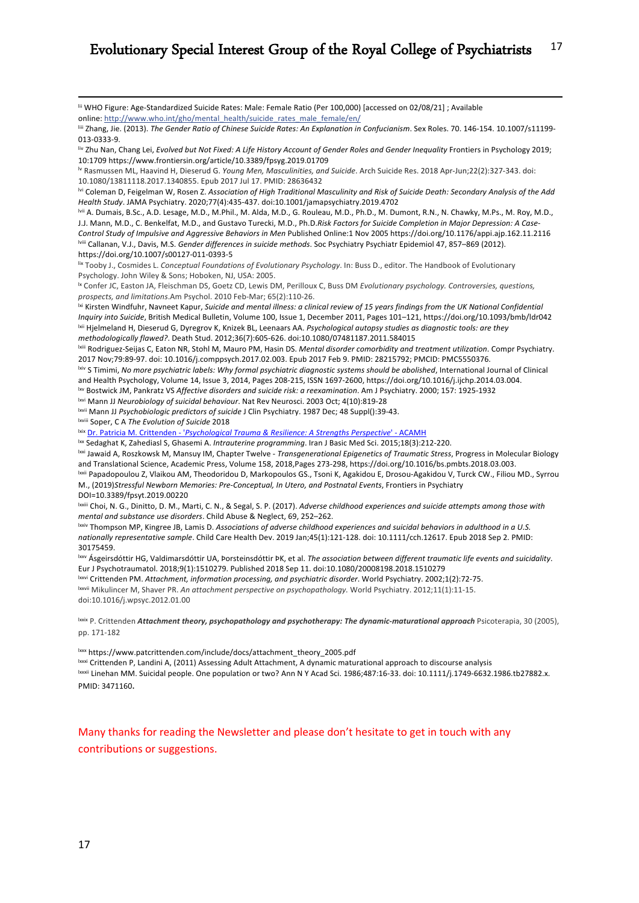[lii] WHO Figure: Age-Standardized Suicide Rates: Male: Female Ratio (Per 100,000) [accessed on 02/08/21] ; Available online: http://www.who.int/gho/mental_health/suicide_rates_male_female/en/

[liii] Zhang, Jie. (2013). *The Gender Ratio of Chinese Suicide Rates: An Explanation in Confucianism*. Sex Roles. 70. 146-154. 10.1007/s11199-013-0333-9.

[liv] Zhu Nan, Chang Lei, *Evolved but Not Fixed: A Life History Account of Gender Roles and Gender Inequality* Frontiers in Psychology 2019; 10:1709 https://www.frontiersin.org/article/10.3389/fpsyg.2019.01709

[lv] Rasmussen ML, Haavind H, Dieserud G. *Young Men, Masculinities, and Suicide*. Arch Suicide Res. 2018 Apr-Jun;22(2):327-343. doi: 10.1080/13811118.2017.1340855. Epub 2017 Jul 17. PMID: 28636432

[lvi] Coleman D, Feigelman W, Rosen Z. *Association of High Traditional Masculinity and Risk of Suicide Death: Secondary Analysis of the Add Health Study*. JAMA Psychiatry. 2020;77(4):435-437. doi:10.1001/jamapsychiatry.2019.4702

[lvii] A. Dumais, B.Sc., A.D. Lesage, M.D., M.Phil., M. Alda, M.D., G. Rouleau, M.D., Ph.D., M. Dumont, R.N., N. Chawky, M.Ps., M. Roy, M.D., J.J. Mann, M.D., C. Benkelfat, M.D., and Gustavo Turecki, M.D., Ph.D.*Risk Factors for Suicide Completion in Major Depression: A Case-Control Study of Impulsive and Aggressive Behaviors in Men* Published Online:1 Nov 2005 https://doi.org/10.1176/appi.ajp.162.11.2116

[lviii] Callanan, V.J., Davis, M.S. *Gender differences in suicide methods*. Soc Psychiatry Psychiatr Epidemiol 47, 857–869 (2012). https://doi.org/10.1007/s00127-011-0393-5

[lix] Tooby J., Cosmides L. *Conceptual Foundations of Evolutionary Psychology*. In: Buss D., editor. The Handbook of Evolutionary Psychology. John Wiley & Sons; Hoboken, NJ, USA: 2005.

[lx] Confer JC, Easton JA, Fleischman DS, Goetz CD, Lewis DM, Perilloux C, Buss DM *Evolutionary psychology. Controversies, questions, prospects, and limitations*.Am Psychol. 2010 Feb-Mar; 65(2):110-26.

[lxi] Kirsten Windfuhr, Navneet Kapur, *Suicide and mental illness: a clinical review of 15 years findings from the UK National Confidential Inquiry into Suicide*, British Medical Bulletin, Volume 100, Issue 1, December 2011, Pages 101–121, https://doi.org/10.1093/bmb/ldr042

[lxii] Hjelmeland H, Dieserud G, Dyregrov K, Knizek BL, Leenaars AA. *Psychological autopsy studies as diagnostic tools: are they methodologically flawed?*. Death Stud. 2012;36(7):605-626. doi:10.1080/07481187.2011.584015

[lxiii] Rodriguez-Seijas C, Eaton NR, Stohl M, Mauro PM, Hasin DS. *Mental disorder comorbidity and treatment utilization*. Compr Psychiatry. 2017 Nov;79:89-97. doi: 10.1016/j.comppsych.2017.02.003. Epub 2017 Feb 9. PMID: 28215792; PMCID: PMC5550376.

[lxiv] S Timimi, *No more psychiatric labels: Why formal psychiatric diagnostic systems should be abolished*, International Journal of Clinical and Health Psychology, Volume 14, Issue 3, 2014, Pages 208-215, ISSN 1697-2600, https://doi.org/10.1016/j.ijchp.2014.03.004.

[lxv] Bostwick JM, Pankratz VS *Affective disorders and suicide risk: a reexamination*. Am J Psychiatry. 2000; 157: 1925-1932

[lxvi] Mann JJ *Neurobiology of suicidal behaviour*. Nat Rev Neurosci. 2003 Oct; 4(10):819-28

[lxvii] Mann JJ *Psychobiologic predictors of suicide* J Clin Psychiatry. 1987 Dec; 48 Suppl():39-43.

[lxviii] Soper, C A *The Evolution of Suicide* 2018

[lxix] Dr. Patricia M. Crittenden - '*Psychological Trauma & Resilience: A Strengths Perspective*' - ACAMH

[lxx] Sedaghat K, Zahediasl S, Ghasemi A. *Intrauterine programming*. Iran J Basic Med Sci. 2015;18(3):212-220.

[lxxi] Jawaid A, Roszkowsk M, Mansuy IM, Chapter Twelve - *Transgenerational Epigenetics of Traumatic Stress*, Progress in Molecular Biology and Translational Science, Academic Press, Volume 158, 2018,Pages 273-298, https://doi.org/10.1016/bs.pmbts.2018.03.003.

[lxxii] Papadopoulou Z, Vlaikou AM, Theodoridou D, Markopoulos GS., Tsoni K, Agakidou E, Drosou-Agakidou V, Turck CW., Filiou MD., Syrrou M., (2019)*Stressful Newborn Memories: Pre-Conceptual, In Utero, and Postnatal Events*, Frontiers in Psychiatry DOI=10.3389/fpsyt.2019.00220

[lxxiii] Choi, N. G., Dinitto, D. M., Marti, C. N., & Segal, S. P. (2017). *Adverse childhood experiences and suicide attempts among those with mental and substance use disorders*. Child Abuse & Neglect, 69, 252–262.

[lxxiv] Thompson MP, Kingree JB, Lamis D. *Associations of adverse childhood experiences and suicidal behaviors in adulthood in a U.S. nationally representative sample*. Child Care Health Dev. 2019 Jan;45(1):121-128. doi: 10.1111/cch.12617. Epub 2018 Sep 2. PMID: 30175459.

[lxxv] Ásgeirsdóttir HG, Valdimarsdóttir UA, Þorsteinsdóttir ÞK, et al. *The association between different traumatic life events and suicidality*. Eur J Psychotraumatol. 2018;9(1):1510279. Published 2018 Sep 11. doi:10.1080/20008198.2018.1510279

[lxxvi] Crittenden PM. *Attachment, information processing, and psychiatric disorder*. World Psychiatry. 2002;1(2):72-75.

[lxxvii] Mikulincer M, Shaver PR. *An attachment perspective on psychopathology.* World Psychiatry. 2012;11(1):11-15. doi:10.1016/j.wpsyc.2012.01.00

[lxxix] P. Crittenden ***Attachment theory, psychopathology and psychotherapy: The dynamic-maturational approach*** Psicoterapia, 30 (2005), pp. 171-182

[lxxx] https://www.patcrittenden.com/include/docs/attachment_theory_2005.pdf

[lxxxi] Crittenden P, Landini A, (2011) Assessing Adult Attachment, A dynamic maturational approach to discourse analysis

[lxxxii] Linehan MM. Suicidal people. One population or two? Ann N Y Acad Sci. 1986;487:16-33. doi: 10.1111/j.1749-6632.1986.tb27882.x. PMID: 3471160.

Many thanks for reading the Newsletter and please don't hesitate to get in touch with any contributions or suggestions.